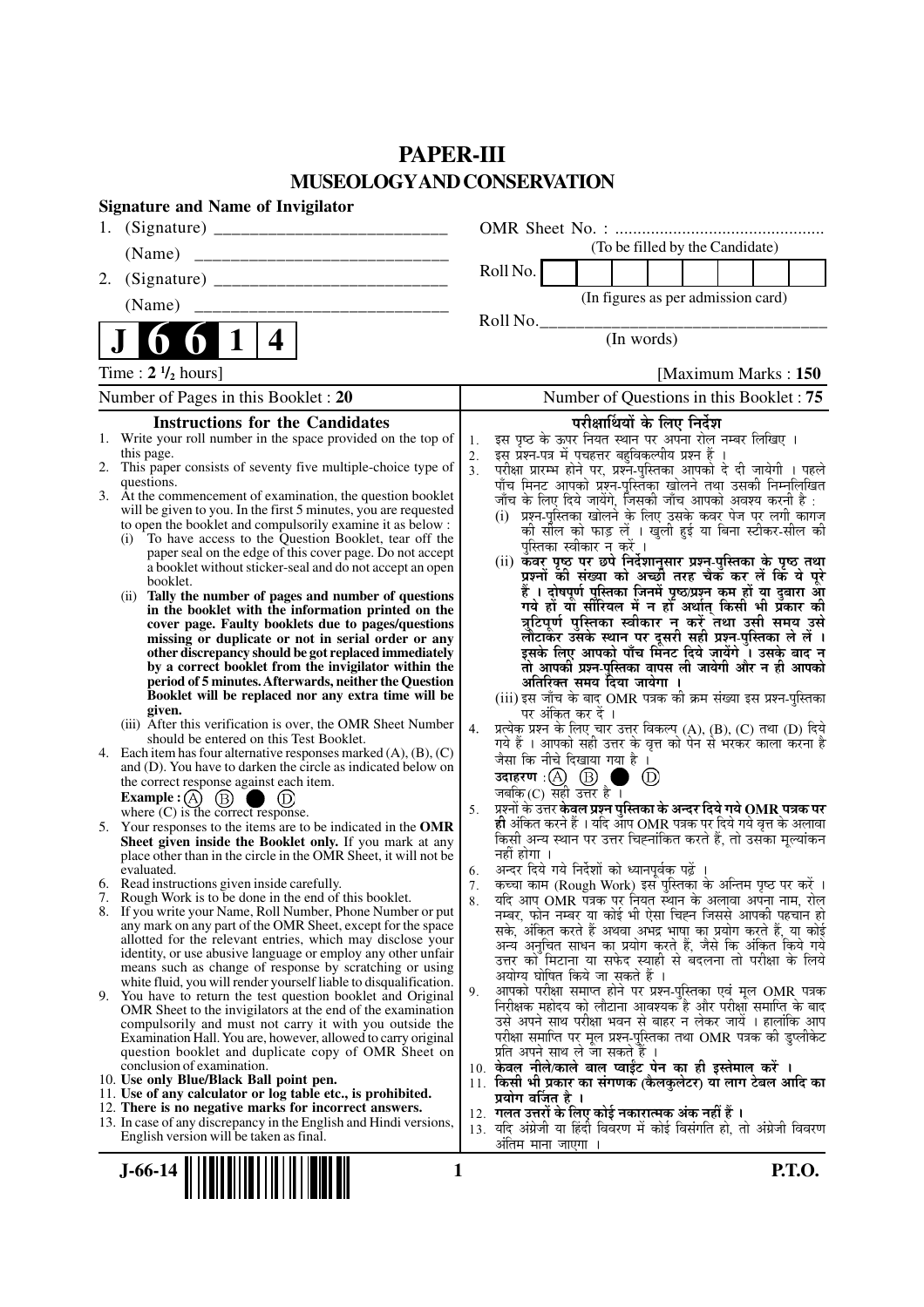# PAPER-III

## MUSEOLOGY AND CONSERVATION

**Signature and Name of Invigilator**

1. (Signature) __________________________

   (Name) ____________________________

2. (Signature) __________________________

   (Name) ____________________________

**J 6 6 1 4**

OMR Sheet No. : ...............................................

(To be filled by the Candidate)

Roll No.

(In figures as per admission card)

Roll No.________________________________

(In words)

Time : **2 1/2 hours**] [Maximum Marks : **150**

Number of Pages in this Booklet : **20**

Number of Questions in this Booklet : **75**

### Instructions for the Candidates

1. Write your roll number in the space provided on the top of this page.
2. This paper consists of seventy five multiple-choice type of questions.
3. At the commencement of examination, the question booklet will be given to you. In the first 5 minutes, you are requested to open the booklet and compulsorily examine it as below :
   (i) To have access to the Question Booklet, tear off the paper seal on the edge of this cover page. Do not accept a booklet without sticker-seal and do not accept an open booklet.
   (ii) **Tally the number of pages and number of questions in the booklet with the information printed on the cover page. Faulty booklets due to pages/questions missing or duplicate or not in serial order or any other discrepancy should be got replaced immediately by a correct booklet from the invigilator within the period of 5 minutes. Afterwards, neither the Question Booklet will be replaced nor any extra time will be given.**
   (iii) After this verification is over, the OMR Sheet Number should be entered on this Test Booklet.
4. Each item has four alternative responses marked (A), (B), (C) and (D). You have to darken the circle as indicated below on the correct response against each item.
   **Example :** (A) (B) ● (D)
   where (C) is the correct response.
5. Your responses to the items are to be indicated in the **OMR Sheet given inside the Booklet only.** If you mark at any place other than in the circle in the OMR Sheet, it will not be evaluated.
6. Read instructions given inside carefully.
7. Rough Work is to be done in the end of this booklet.
8. If you write your Name, Roll Number, Phone Number or put any mark on any part of the OMR Sheet, except for the space allotted for the relevant entries, which may disclose your identity, or use abusive language or employ any other unfair means such as change of response by scratching or using white fluid, you will render yourself liable to disqualification.
9. You have to return the test question booklet and Original OMR Sheet to the invigilators at the end of the examination compulsorily and must not carry it with you outside the Examination Hall. You are, however, allowed to carry original question booklet and duplicate copy of OMR Sheet on conclusion of examination.
10. **Use only Blue/Black Ball point pen.**
11. **Use of any calculator or log table etc., is prohibited.**
12. **There is no negative marks for incorrect answers.**
13. In case of any discrepancy in the English and Hindi versions, English version will be taken as final.

### परीक्षार्थियों के लिए निर्देश

1. इस पृष्ठ के ऊपर नियत स्थान पर अपना रोल नम्बर लिखिए ।
2. इस प्रश्न-पत्र में पचहत्तर बहुविकल्पीय प्रश्न हैं ।
3. परीक्षा प्रारम्भ होने पर, प्रश्न-पुस्तिका आपको दे दी जायेगी । पहले पाँच मिनट आपको प्रश्न-पुस्तिका खोलने तथा उसकी निम्नलिखित जाँच के लिए दिये जायेंगे, जिसकी जाँच आपको अवश्य करनी है :
   (i) प्रश्न-पुस्तिका खोलने के लिए उसके कवर पेज पर लगी कागज की सील को फाड़ लें । खुली हुई या बिना स्टीकर-सील की पुस्तिका स्वीकार न करें ।
   (ii) **कवर पृष्ठ पर छपे निर्देशानुसार प्रश्न-पुस्तिका के पृष्ठ तथा प्रश्नों की संख्या को अच्छी तरह चैक कर लें कि ये पूरे हैं । दोषपूर्ण पुस्तिका जिनमें पृष्ठ/प्रश्न कम हों या दुबारा आ गये हों या सीरियल में न हों अर्थात् किसी भी प्रकार की त्रुटिपूर्ण पुस्तिका स्वीकार न करें तथा उसी समय उसे लौटाकर उसके स्थान पर दूसरी सही प्रश्न-पुस्तिका ले लें । इसके लिए आपको पाँच मिनट दिये जायेंगे । उसके बाद न तो आपकी प्रश्न-पुस्तिका वापस ली जायेगी और न ही आपको अतिरिक्त समय दिया जायेगा ।**
   (iii) इस जाँच के बाद OMR पत्रक की क्रम संख्या इस प्रश्न-पुस्तिका पर अंकित कर दें ।
4. प्रत्येक प्रश्न के लिए चार उत्तर विकल्प (A), (B), (C) तथा (D) दिये गये हैं । आपको सही उत्तर के वृत्त को पेन से भरकर काला करना है जैसा कि नीचे दिखाया गया है ।
   **उदाहरण :** (A) (B) ● (D)
   जबकि (C) सही उत्तर है ।
5. प्रश्नों के उत्तर **केवल प्रश्न पुस्तिका के अन्दर दिये गये OMR पत्रक पर ही** अंकित करने हैं । यदि आप OMR पत्रक पर दिये गये वृत्त के अलावा किसी अन्य स्थान पर उत्तर चिह्नांकित करते हैं, तो उसका मूल्यांकन नहीं होगा ।
6. अन्दर दिये गये निर्देशों को ध्यानपूर्वक पढ़ें ।
7. कच्चा काम (Rough Work) इस पुस्तिका के अन्तिम पृष्ठ पर करें ।
8. यदि आप OMR पत्रक पर नियत स्थान के अलावा अपना नाम, रोल नम्बर, फोन नम्बर या कोई भी ऐसा चिह्न जिससे आपकी पहचान हो सके, अंकित करते हैं अथवा अभद्र भाषा का प्रयोग करते हैं, या कोई अन्य अनुचित साधन का प्रयोग करते हैं, जैसे कि अंकित किये गये उत्तर को मिटाना या सफेद स्याही से बदलना तो परीक्षा के लिये अयोग्य घोषित किये जा सकते हैं ।
9. आपको परीक्षा समाप्त होने पर प्रश्न-पुस्तिका एवं मूल OMR पत्रक निरीक्षक महोदय को लौटाना आवश्यक है और परीक्षा समाप्ति के बाद उसे अपने साथ परीक्षा भवन से बाहर न लेकर जायें । हालांकि आप परीक्षा समाप्ति पर मूल प्रश्न-पुस्तिका तथा OMR पत्रक की डुप्लीकेट प्रति अपने साथ ले जा सकते हैं ।
10. **केवल नीले/काले बाल प्वाईंट पेन का ही इस्तेमाल करें ।**
11. **किसी भी प्रकार का संगणक (कैलकुलेटर) या लाग टेबल आदि का प्रयोग वर्जित है ।**
12. **गलत उत्तरों के लिए कोई नकारात्मक अंक नहीं हैं ।**
13. यदि अंग्रेजी या हिंदी विवरण में कोई विसंगति हो, तो अंग्रेजी विवरण अंतिम माना जाएगा ।

J-66-14

P.T.O.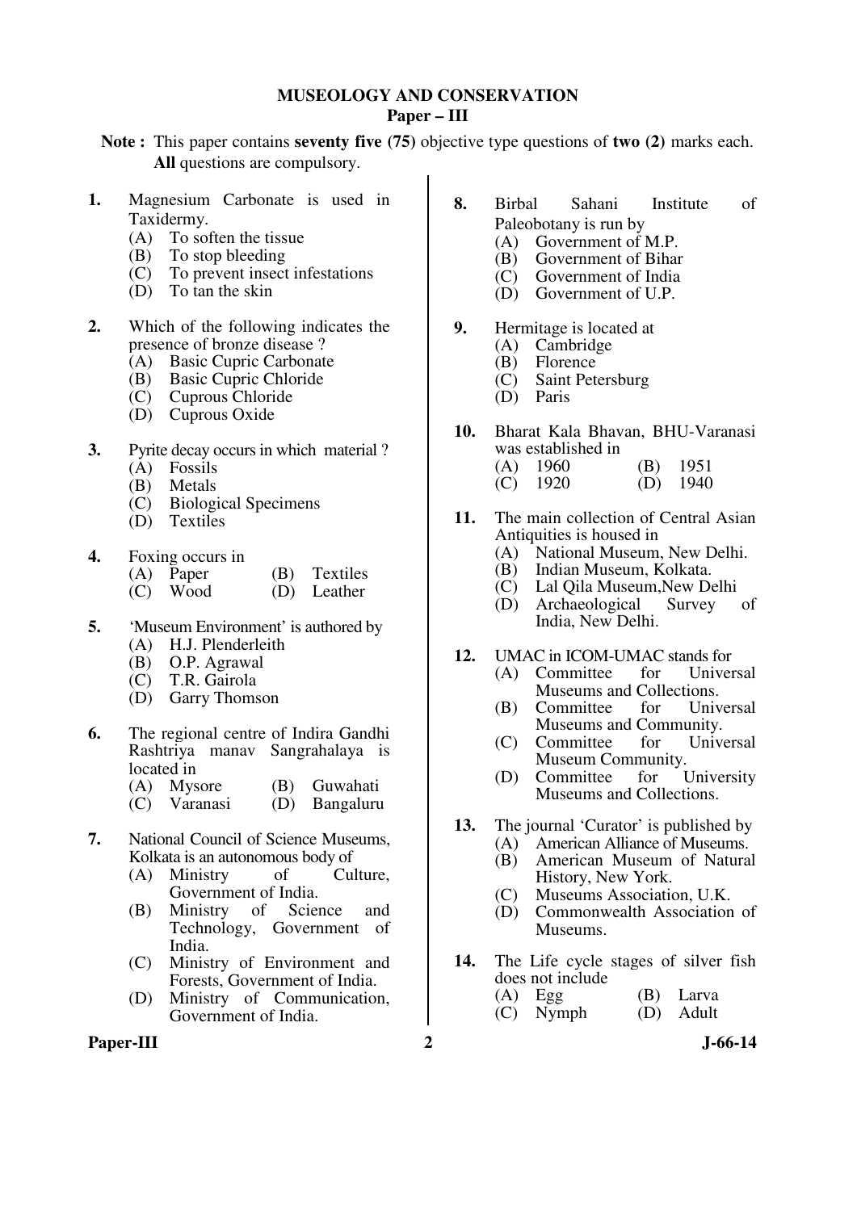# MUSEOLOGY AND CONSERVATION

## Paper – III

**Note :** This paper contains **seventy five (75)** objective type questions of **two (2)** marks each. **All** questions are compulsory.

**1.** Magnesium Carbonate is used in Taxidermy.
- (A) To soften the tissue
- (B) To stop bleeding
- (C) To prevent insect infestations
- (D) To tan the skin

**2.** Which of the following indicates the presence of bronze disease ?
- (A) Basic Cupric Carbonate
- (B) Basic Cupric Chloride
- (C) Cuprous Chloride
- (D) Cuprous Oxide

**3.** Pyrite decay occurs in which material ?
- (A) Fossils
- (B) Metals
- (C) Biological Specimens
- (D) Textiles

**4.** Foxing occurs in
- (A) Paper
- (B) Textiles
- (C) Wood
- (D) Leather

**5.** 'Museum Environment' is authored by
- (A) H.J. Plenderleith
- (B) O.P. Agrawal
- (C) T.R. Gairola
- (D) Garry Thomson

**6.** The regional centre of Indira Gandhi Rashtriya manav Sangrahalaya is located in
- (A) Mysore
- (B) Guwahati
- (C) Varanasi
- (D) Bangaluru

**7.** National Council of Science Museums, Kolkata is an autonomous body of
- (A) Ministry of Culture, Government of India.
- (B) Ministry of Science and Technology, Government of India.
- (C) Ministry of Environment and Forests, Government of India.
- (D) Ministry of Communication, Government of India.

**8.** Birbal Sahani Institute of Paleobotany is run by
- (A) Government of M.P.
- (B) Government of Bihar
- (C) Government of India
- (D) Government of U.P.

**9.** Hermitage is located at
- (A) Cambridge
- (B) Florence
- (C) Saint Petersburg
- (D) Paris

**10.** Bharat Kala Bhavan, BHU-Varanasi was established in
- (A) 1960
- (B) 1951
- (C) 1920
- (D) 1940

**11.** The main collection of Central Asian Antiquities is housed in
- (A) National Museum, New Delhi.
- (B) Indian Museum, Kolkata.
- (C) Lal Qila Museum,New Delhi
- (D) Archaeological Survey of India, New Delhi.

**12.** UMAC in ICOM-UMAC stands for
- (A) Committee for Universal Museums and Collections.
- (B) Committee for Universal Museums and Community.
- (C) Committee for Universal Museum Community.
- (D) Committee for University Museums and Collections.

**13.** The journal 'Curator' is published by
- (A) American Alliance of Museums.
- (B) American Museum of Natural History, New York.
- (C) Museums Association, U.K.
- (D) Commonwealth Association of Museums.

**14.** The Life cycle stages of silver fish does not include
- (A) Egg
- (B) Larva
- (C) Nymph
- (D) Adult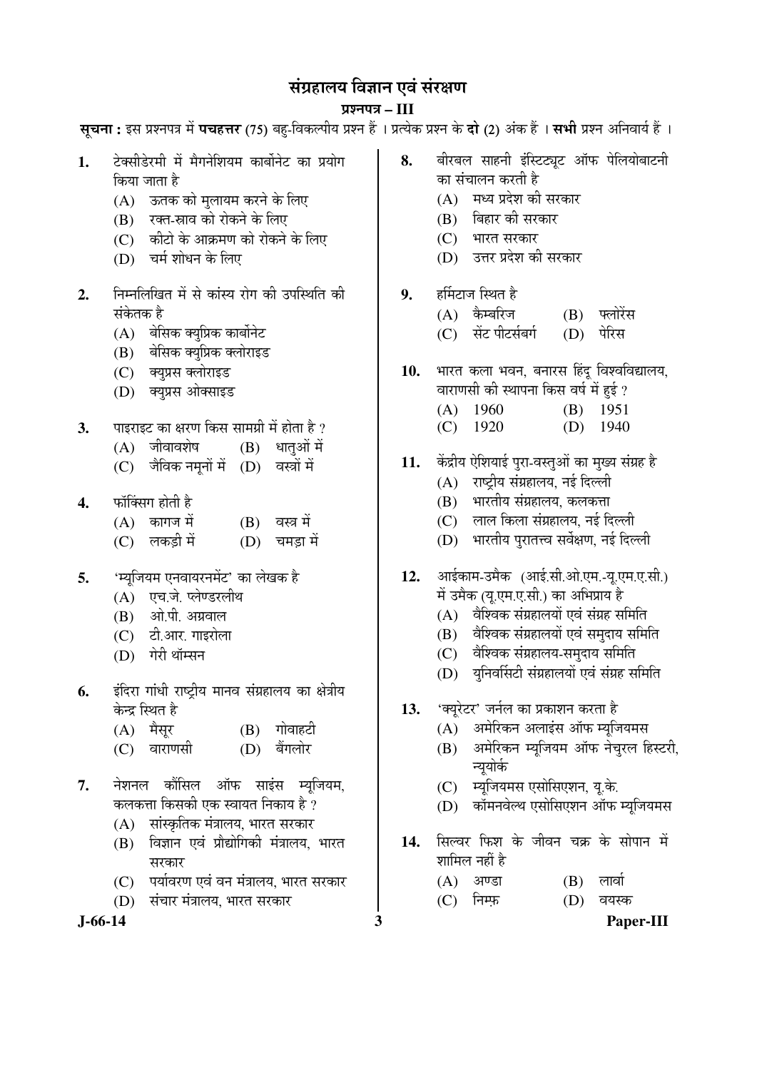# संग्रहालय विज्ञान एवं संरक्षण

## प्रश्नपत्र – III

**सूचना :** इस प्रश्नपत्र में **पचहत्तर** (75) बहु-विकल्पीय प्रश्न हैं । प्रत्येक प्रश्न के **दो** (2) अंक हैं । **सभी** प्रश्न अनिवार्य हैं ।

**1.** टेक्सीडेरमी में मैगनेशियम कार्बोनेट का प्रयोग किया जाता है

(A) ऊतक को मुलायम करने के लिए

(B) रक्त-स्राव को रोकने के लिए

(C) कीटो के आक्रमण को रोकने के लिए

(D) चर्म शोधन के लिए

**2.** निम्नलिखित में से कांस्य रोग की उपस्थिति की संकेतक है

(A) बेसिक क्युप्रिक कार्बोनेट

(B) बेसिक क्युप्रिक क्लोराइड

(C) क्युप्रस क्लोराइड

(D) क्युप्रस ओक्साइड

**3.** पाइराइट का क्षरण किस सामग्री में होता है ?

(A) जीवावशेष (B) धातुओं में

(C) जैविक नमूनों में (D) वस्त्रों में

**4.** फॉक्सिग होती है

(A) कागज में (B) वस्त्र में

(C) लकड़ी में (D) चमड़ा में

**5.** 'म्यूजियम एनवायरनमेंट' का लेखक है

(A) एच.जे. प्लेण्डरलीथ

(B) ओ.पी. अग्रवाल

(C) टी.आर. गाइरोला

(D) गेरी थॉम्सन

**6.** इंदिरा गांधी राष्ट्रीय मानव संग्रहालय का क्षेत्रीय केन्द्र स्थित है

(A) मैसूर (B) गोवाहटी

(C) वाराणसी (D) बैंगलोर

**7.** नेशनल कौंसिल ऑफ साइंस म्यूजियम, कलकत्ता किसकी एक स्वायत निकाय है ?

(A) सांस्कृतिक मंत्रालय, भारत सरकार

(B) विज्ञान एवं प्रौद्योगिकी मंत्रालय, भारत सरकार

(C) पर्यावरण एवं वन मंत्रालय, भारत सरकार

(D) संचार मंत्रालय, भारत सरकार

**8.** बीरबल साहनी इंस्टिट्यूट ऑफ पेलियोबाटनी का संचालन करती है

(A) मध्य प्रदेश की सरकार

(B) बिहार की सरकार

(C) भारत सरकार

(D) उत्तर प्रदेश की सरकार

**9.** हर्मिटाज स्थित है

(A) कैम्बरिज (B) फ्लोरेंस

(C) सेंट पीटर्सबर्ग (D) पेरिस

**10.** भारत कला भवन, बनारस हिंदू विश्वविद्यालय, वाराणसी की स्थापना किस वर्ष में हुई ?

(A) 1960 (B) 1951

(C) 1920 (D) 1940

**11.** केंद्रीय ऐशियाई पुरा-वस्तुओं का मुख्य संग्रह है

(A) राष्ट्रीय संग्रहालय, नई दिल्ली

(B) भारतीय संग्रहालय, कलकत्ता

(C) लाल किला संग्रहालय, नई दिल्ली

(D) भारतीय पुरातत्त्व सर्वेक्षण, नई दिल्ली

**12.** आईकाम-उमैक (आई.सी.ओ.एम.-यू.एम.ए.सी.) में उमैक (यू.एम.ए.सी.) का अभिप्राय है

(A) वैश्विक संग्रहालयों एवं संग्रह समिति

(B) वैश्विक संग्रहालयों एवं समुदाय समिति

(C) वैश्विक संग्रहालय-समुदाय समिति

(D) युनिवर्सिटी संग्रहालयों एवं संग्रह समिति

**13.** 'क्यूरेटर' जर्नल का प्रकाशन करता है

(A) अमेरिकन अलाइंस ऑफ म्यूजियमस

(B) अमेरिकन म्यूजियम ऑफ नेचुरल हिस्टरी, न्यूयोर्क

(C) म्यूजियमस एसोसिएशन, यू.के.

(D) कॉमनवेल्थ एसोसिएशन ऑफ म्यूजियमस

**14.** सिल्वर फिश के जीवन चक्र के सोपान में शामिल नहीं है

(A) अण्डा (B) लार्वा

(C) निम्फ़ (D) वयस्क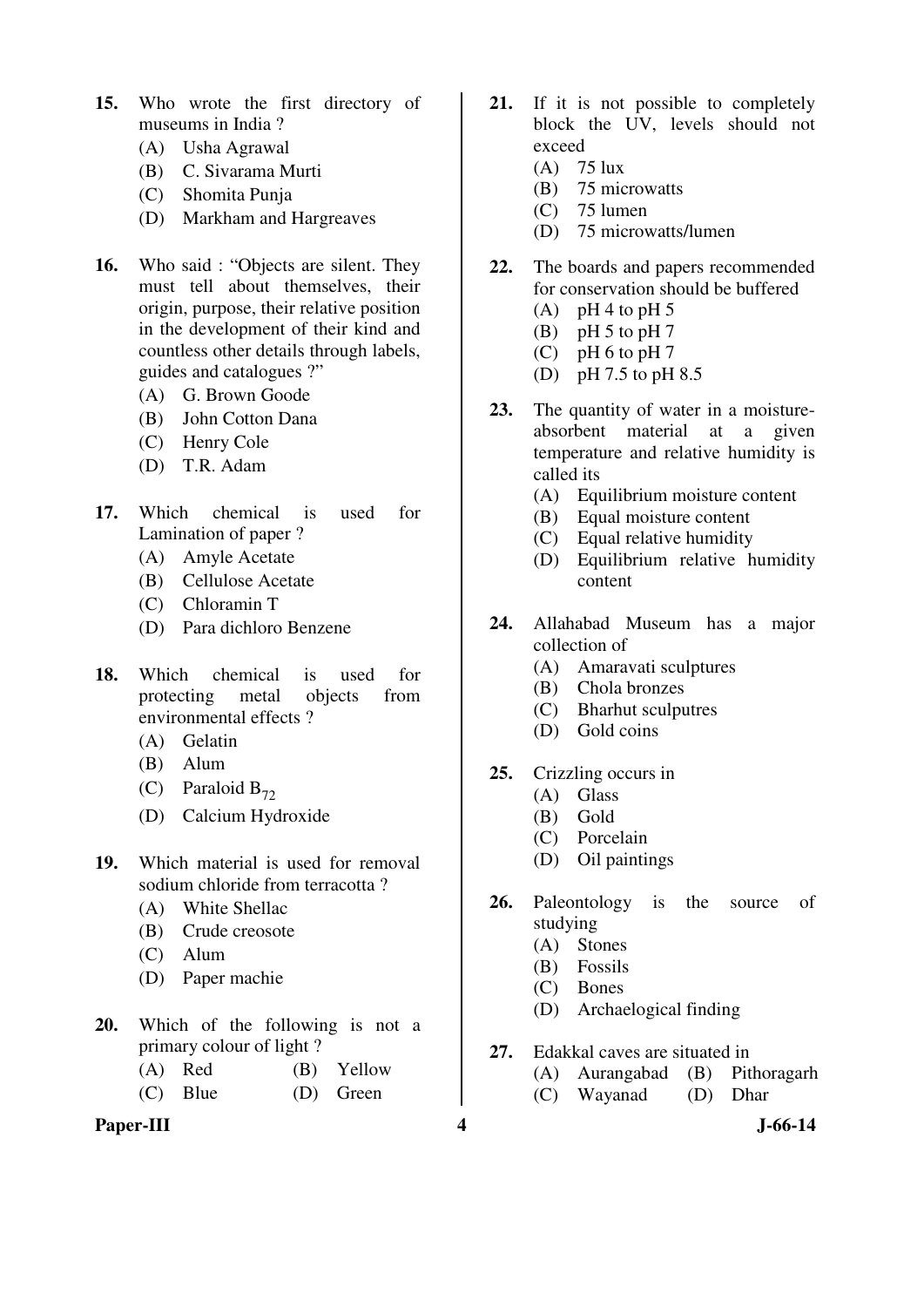15. Who wrote the first directory of museums in India ?
    (A) Usha Agrawal
    (B) C. Sivarama Murti
    (C) Shomita Punja
    (D) Markham and Hargreaves

16. Who said : "Objects are silent. They must tell about themselves, their origin, purpose, their relative position in the development of their kind and countless other details through labels, guides and catalogues ?"
    (A) G. Brown Goode
    (B) John Cotton Dana
    (C) Henry Cole
    (D) T.R. Adam

17. Which chemical is used for Lamination of paper ?
    (A) Amyle Acetate
    (B) Cellulose Acetate
    (C) Chloramin T
    (D) Para dichloro Benzene

18. Which chemical is used for protecting metal objects from environmental effects ?
    (A) Gelatin
    (B) Alum
    (C) Paraloid $B_{72}$
    (D) Calcium Hydroxide

19. Which material is used for removal sodium chloride from terracotta ?
    (A) White Shellac
    (B) Crude creosote
    (C) Alum
    (D) Paper machie

20. Which of the following is not a primary colour of light ?
    (A) Red
    (B) Yellow
    (C) Blue
    (D) Green

21. If it is not possible to completely block the UV, levels should not exceed
    (A) 75 lux
    (B) 75 microwatts
    (C) 75 lumen
    (D) 75 microwatts/lumen

22. The boards and papers recommended for conservation should be buffered
    (A) pH 4 to pH 5
    (B) pH 5 to pH 7
    (C) pH 6 to pH 7
    (D) pH 7.5 to pH 8.5

23. The quantity of water in a moisture-absorbent material at a given temperature and relative humidity is called its
    (A) Equilibrium moisture content
    (B) Equal moisture content
    (C) Equal relative humidity
    (D) Equilibrium relative humidity content

24. Allahabad Museum has a major collection of
    (A) Amaravati sculptures
    (B) Chola bronzes
    (C) Bharhut sculputres
    (D) Gold coins

25. Crizzling occurs in
    (A) Glass
    (B) Gold
    (C) Porcelain
    (D) Oil paintings

26. Paleontology is the source of studying
    (A) Stones
    (B) Fossils
    (C) Bones
    (D) Archaelogical finding

27. Edakkal caves are situated in
    (A) Aurangabad
    (B) Pithoragarh
    (C) Wayanad
    (D) Dhar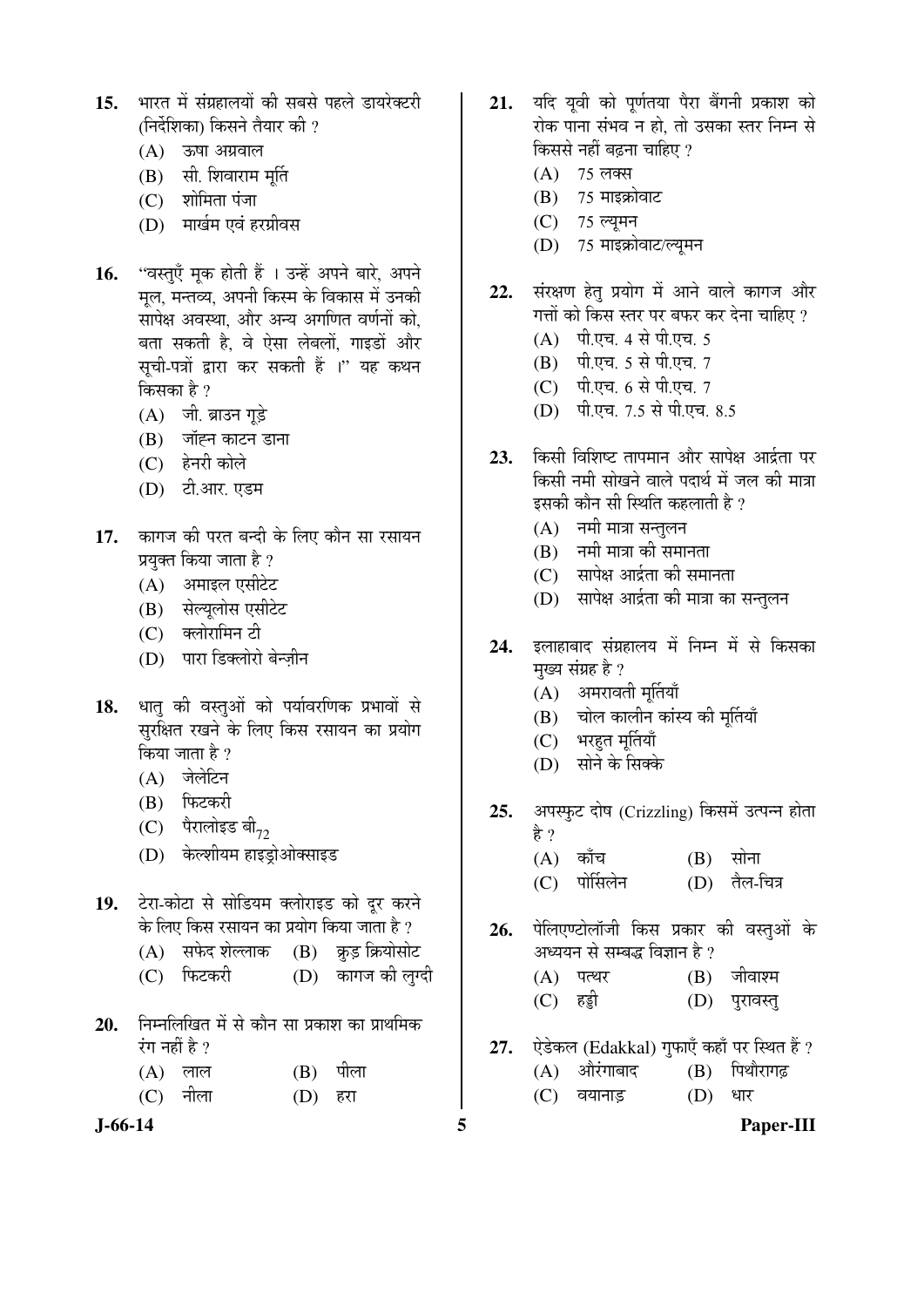15. भारत में संग्रहालयों की सबसे पहले डायरेक्टरी (निर्देशिका) किसने तैयार की ?
    (A) ऊषा अग्रवाल
    (B) सी. शिवाराम मूर्ति
    (C) शोमिता पंजा
    (D) मार्खम एवं हरग्रीवस

16. "वस्तुएँ मूक होती हैं । उन्हें अपने बारे, अपने मूल, मन्तव्य, अपनी किस्म के विकास में उनकी सापेक्ष अवस्था, और अन्य अगणित वर्णनों को, बता सकती है, वे ऐसा लेबलों, गाइडों और सूची-पत्रों द्वारा कर सकती हैं ।" यह कथन किसका है ?
    (A) जी. ब्राउन गूड़े
    (B) जॉह्न काटन डाना
    (C) हेनरी कोले
    (D) टी.आर. एडम

17. कागज की परत बन्दी के लिए कौन सा रसायन प्रयुक्त किया जाता है ?
    (A) अमाइल एसीटेट
    (B) सेल्यूलोस एसीटेट
    (C) क्लोरामिन टी
    (D) पारा डिक्लोरो बेन्ज़ीन

18. धातु की वस्तुओं को पर्यावरणिक प्रभावों से सुरक्षित रखने के लिए किस रसायन का प्रयोग किया जाता है ?
    (A) जेलेटिन
    (B) फिटकरी
    (C) पैरालोइड बी$_{72}$
    (D) केल्शीयम हाइड्रोओक्साइड

19. टेरा-कोटा से सोडियम क्लोराइड को दूर करने के लिए किस रसायन का प्रयोग किया जाता है ?
    (A) सफेद शेल्लाक
    (B) क्रूड क्रियोसोट
    (C) फिटकरी
    (D) कागज की लुग्दी

20. निम्नलिखित में से कौन सा प्रकाश का प्राथमिक रंग नहीं है ?
    (A) लाल
    (B) पीला
    (C) नीला
    (D) हरा

21. यदि यूवी को पूर्णतया पैरा बैंगनी प्रकाश को रोक पाना संभव न हो, तो उसका स्तर निम्न से किससे नहीं बढ़ना चाहिए ?
    (A) 75 लक्स
    (B) 75 माइक्रोवाट
    (C) 75 ल्यूमन
    (D) 75 माइक्रोवाट/ल्यूमन

22. संरक्षण हेतु प्रयोग में आने वाले कागज और गत्तों को किस स्तर पर बफर कर देना चाहिए ?
    (A) पी.एच. 4 से पी.एच. 5
    (B) पी.एच. 5 से पी.एच. 7
    (C) पी.एच. 6 से पी.एच. 7
    (D) पी.एच. 7.5 से पी.एच. 8.5

23. किसी विशिष्ट तापमान और सापेक्ष आर्द्रता पर किसी नमी सोखने वाले पदार्थ में जल की मात्रा इसकी कौन सी स्थिति कहलाती है ?
    (A) नमी मात्रा सन्तुलन
    (B) नमी मात्रा की समानता
    (C) सापेक्ष आर्द्रता की समानता
    (D) सापेक्ष आर्द्रता की मात्रा का सन्तुलन

24. इलाहाबाद संग्रहालय में निम्न में से किसका मुख्य संग्रह है ?
    (A) अमरावती मूर्तियाँ
    (B) चोल कालीन कांस्य की मूर्तियाँ
    (C) भरहुत मूर्तियाँ
    (D) सोने के सिक्के

25. अपस्फुट दोष (Crizzling) किसमें उत्पन्न होता है ?
    (A) काँच
    (B) सोना
    (C) पोर्सिलेन
    (D) तैल-चित्र

26. पेलिएण्टोलॉजी किस प्रकार की वस्तुओं के अध्ययन से सम्बद्ध विज्ञान है ?
    (A) पत्थर
    (B) जीवाश्म
    (C) हड्डी
    (D) पुरावस्तु

27. ऐडेकल (Edakkal) गुफाएँ कहाँ पर स्थित हैं ?
    (A) औरंगाबाद
    (B) पिथौरागढ़
    (C) वयानाड़
    (D) धार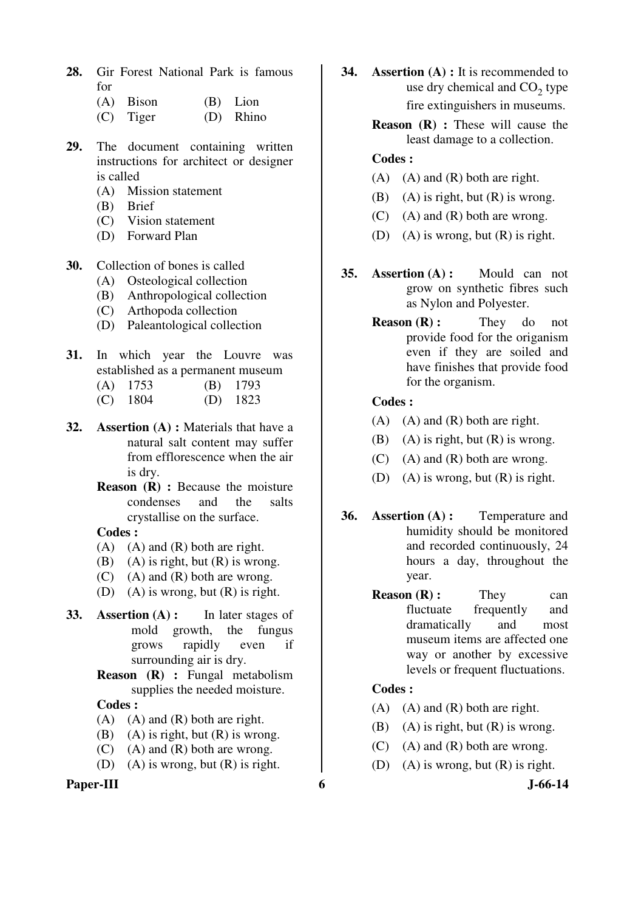28. Gir Forest National Park is famous for
    (A) Bison (B) Lion
    (C) Tiger (D) Rhino

29. The document containing written instructions for architect or designer is called
    (A) Mission statement
    (B) Brief
    (C) Vision statement
    (D) Forward Plan

30. Collection of bones is called
    (A) Osteological collection
    (B) Anthropological collection
    (C) Arthopoda collection
    (D) Paleantological collection

31. In which year the Louvre was established as a permanent museum
    (A) 1753 (B) 1793
    (C) 1804 (D) 1823

32. **Assertion (A) :** Materials that have a natural salt content may suffer from efflorescence when the air is dry.

    **Reason (R) :** Because the moisture condenses and the salts crystallise on the surface.

    **Codes :**
    (A) (A) and (R) both are right.
    (B) (A) is right, but (R) is wrong.
    (C) (A) and (R) both are wrong.
    (D) (A) is wrong, but (R) is right.

33. **Assertion (A) :** In later stages of mold growth, the fungus grows rapidly even if surrounding air is dry.

    **Reason (R) :** Fungal metabolism supplies the needed moisture.

    **Codes :**
    (A) (A) and (R) both are right.
    (B) (A) is right, but (R) is wrong.
    (C) (A) and (R) both are wrong.
    (D) (A) is wrong, but (R) is right.

34. **Assertion (A) :** It is recommended to use dry chemical and $CO_2$ type fire extinguishers in museums.

    **Reason (R) :** These will cause the least damage to a collection.

    **Codes :**
    (A) (A) and (R) both are right.
    (B) (A) is right, but (R) is wrong.
    (C) (A) and (R) both are wrong.
    (D) (A) is wrong, but (R) is right.

35. **Assertion (A) :** Mould can not grow on synthetic fibres such as Nylon and Polyester.

    **Reason (R) :** They do not provide food for the origanism even if they are soiled and have finishes that provide food for the organism.

    **Codes :**
    (A) (A) and (R) both are right.
    (B) (A) is right, but (R) is wrong.
    (C) (A) and (R) both are wrong.
    (D) (A) is wrong, but (R) is right.

36. **Assertion (A) :** Temperature and humidity should be monitored and recorded continuously, 24 hours a day, throughout the year.

    **Reason (R) :** They can fluctuate frequently and dramatically and most museum items are affected one way or another by excessive levels or frequent fluctuations.

    **Codes :**
    (A) (A) and (R) both are right.
    (B) (A) is right, but (R) is wrong.
    (C) (A) and (R) both are wrong.
    (D) (A) is wrong, but (R) is right.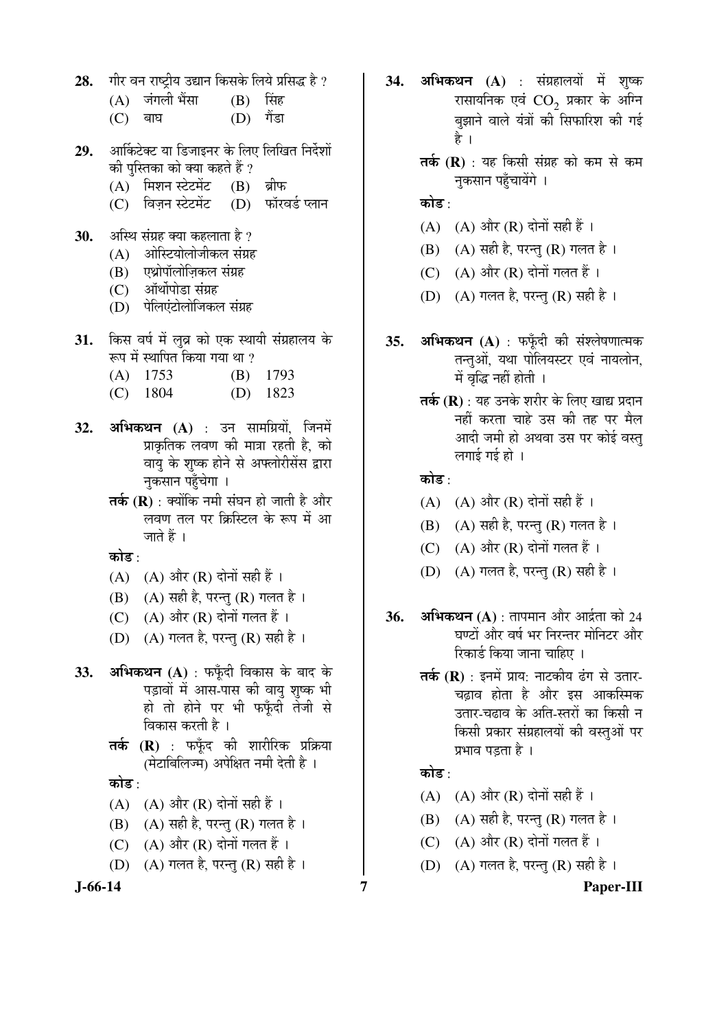**28.** गीर वन राष्ट्रीय उद्यान किसके लिये प्रसिद्ध है ?

(A) जंगली भैंसा (B) सिंह

(C) बाघ (D) गैंडा

**29.** आर्किटेक्ट या डिजाइनर के लिए लिखित निर्देशों की पुस्तिका को क्या कहते हैं ?

(A) मिशन स्टेटमेंट (B) ब्रीफ

(C) विज़न स्टेटमेंट (D) फॉरवर्ड प्लान

**30.** अस्थि संग्रह क्या कहलाता है ?

(A) ओस्टियोलोजीकल संग्रह

(B) एंथ्रोपॉलोज़िकल संग्रह

(C) ऑर्थोपोडा संग्रह

(D) पेलिएंटोलोजिकल संग्रह

**31.** किस वर्ष में लुव्र को एक स्थायी संग्रहालय के रूप में स्थापित किया गया था ?

(A) 1753 (B) 1793

(C) 1804 (D) 1823

**32.** **अभिकथन (A)** : उन सामग्रियों, जिनमें प्राकृतिक लवण की मात्रा रहती है, को वायु के शुष्क होने से अफ्लोरीसेंस द्वारा नुकसान पहुँचेगा ।

**तर्क (R)** : क्योंकि नमी संघन हो जाती है और लवण तल पर क्रिस्टिल के रूप में आ जाते हैं ।

**कोड** :

(A) (A) और (R) दोनों सही हैं ।

(B) (A) सही है, परन्तु (R) गलत है ।

(C) (A) और (R) दोनों गलत हैं ।

(D) (A) गलत है, परन्तु (R) सही है ।

**33.** **अभिकथन (A)** : फफूँदी विकास के बाद के पड़ावों में आस-पास की वायु शुष्क भी हो तो होने पर भी फफूँदी तेजी से विकास करती है ।

**तर्क (R)** : फफूँद की शारीरिक प्रक्रिया (मेटाबिलिज्म) अपेक्षित नमी देती है ।

**कोड** :

(A) (A) और (R) दोनों सही हैं ।

(B) (A) सही है, परन्तु (R) गलत है ।

(C) (A) और (R) दोनों गलत हैं ।

(D) (A) गलत है, परन्तु (R) सही है ।

**34.** **अभिकथन (A)** : संग्रहालयों में शुष्क रासायनिक एवं $CO_2$ प्रकार के अग्नि बुझाने वाले यंत्रों की सिफारिश की गई है ।

**तर्क (R)** : यह किसी संग्रह को कम से कम नुकसान पहुँचायेंगे ।

**कोड** :

(A) (A) और (R) दोनों सही हैं ।

(B) (A) सही है, परन्तु (R) गलत है ।

(C) (A) और (R) दोनों गलत हैं ।

(D) (A) गलत है, परन्तु (R) सही है ।

**35.** **अभिकथन (A)** : फफूँदी की संश्लेषणात्मक तन्तुओं, यथा पोलियस्टर एवं नायलोन, में वृद्धि नहीं होती ।

**तर्क (R)** : यह उनके शरीर के लिए खाद्य प्रदान नहीं करता चाहे उस की तह पर मैल आदी जमी हो अथवा उस पर कोई वस्तु लगाई गई हो ।

**कोड** :

(A) (A) और (R) दोनों सही हैं ।

(B) (A) सही है, परन्तु (R) गलत है ।

(C) (A) और (R) दोनों गलत हैं ।

(D) (A) गलत है, परन्तु (R) सही है ।

**36.** **अभिकथन (A)** : तापमान और आर्द्रता को 24 घण्टों और वर्ष भर निरन्तर मोनिटर और रिकार्ड किया जाना चाहिए ।

**तर्क (R)** : इनमें प्राय: नाटकीय ढंग से उतार-चढ़ाव होता है और इस आकस्मिक उतार-चढाव के अति-स्तरों का किसी न किसी प्रकार संग्रहालयों की वस्तुओं पर प्रभाव पड़ता है ।

**कोड** :

(A) (A) और (R) दोनों सही हैं ।

(B) (A) सही है, परन्तु (R) गलत है ।

(C) (A) और (R) दोनों गलत हैं ।

(D) (A) गलत है, परन्तु (R) सही है ।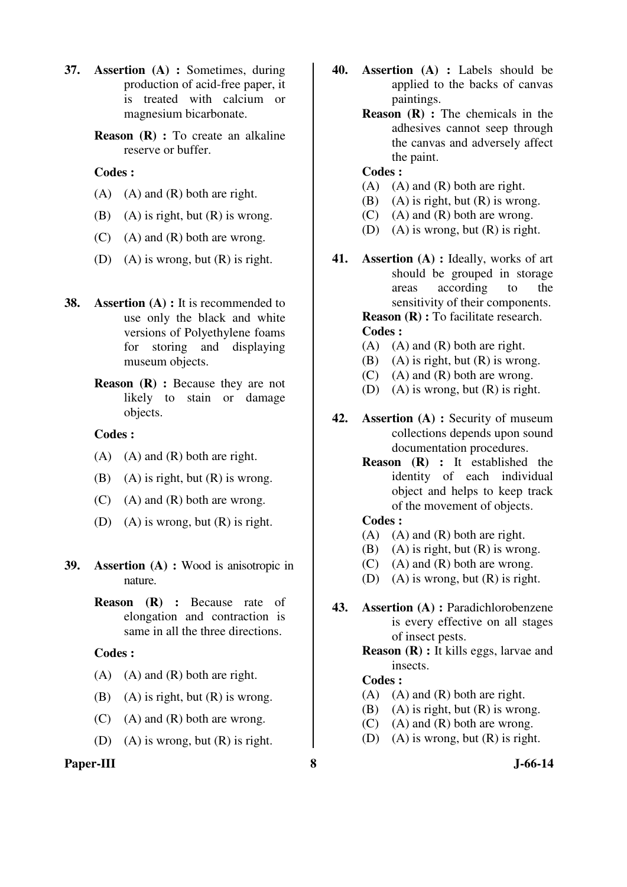**37.** **Assertion (A) :** Sometimes, during production of acid-free paper, it is treated with calcium or magnesium bicarbonate.

**Reason (R) :** To create an alkaline reserve or buffer.

**Codes :**

(A) (A) and (R) both are right.

(B) (A) is right, but (R) is wrong.

(C) (A) and (R) both are wrong.

(D) (A) is wrong, but (R) is right.

**38.** **Assertion (A) :** It is recommended to use only the black and white versions of Polyethylene foams for storing and displaying museum objects.

**Reason (R) :** Because they are not likely to stain or damage objects.

**Codes :**

(A) (A) and (R) both are right.

(B) (A) is right, but (R) is wrong.

(C) (A) and (R) both are wrong.

(D) (A) is wrong, but (R) is right.

**39.** **Assertion (A) :** Wood is anisotropic in nature.

**Reason (R) :** Because rate of elongation and contraction is same in all the three directions.

**Codes :**

(A) (A) and (R) both are right.

(B) (A) is right, but (R) is wrong.

(C) (A) and (R) both are wrong.

(D) (A) is wrong, but (R) is right.

**40.** **Assertion (A) :** Labels should be applied to the backs of canvas paintings.

**Reason (R) :** The chemicals in the adhesives cannot seep through the canvas and adversely affect the paint.

**Codes :**

(A) (A) and (R) both are right.

(B) (A) is right, but (R) is wrong.

(C) (A) and (R) both are wrong.

(D) (A) is wrong, but (R) is right.

**41.** **Assertion (A) :** Ideally, works of art should be grouped in storage areas according to the sensitivity of their components.

**Reason (R) :** To facilitate research.

**Codes :**

(A) (A) and (R) both are right.

(B) (A) is right, but (R) is wrong.

(C) (A) and (R) both are wrong.

(D) (A) is wrong, but (R) is right.

**42.** **Assertion (A) :** Security of museum collections depends upon sound documentation procedures.

**Reason (R) :** It established the identity of each individual object and helps to keep track of the movement of objects.

**Codes :**

(A) (A) and (R) both are right.

(B) (A) is right, but (R) is wrong.

(C) (A) and (R) both are wrong.

(D) (A) is wrong, but (R) is right.

**43.** **Assertion (A) :** Paradichlorobenzene is every effective on all stages of insect pests.

**Reason (R) :** It kills eggs, larvae and insects.

**Codes :**

(A) (A) and (R) both are right.

(B) (A) is right, but (R) is wrong.

(C) (A) and (R) both are wrong.

(D) (A) is wrong, but (R) is right.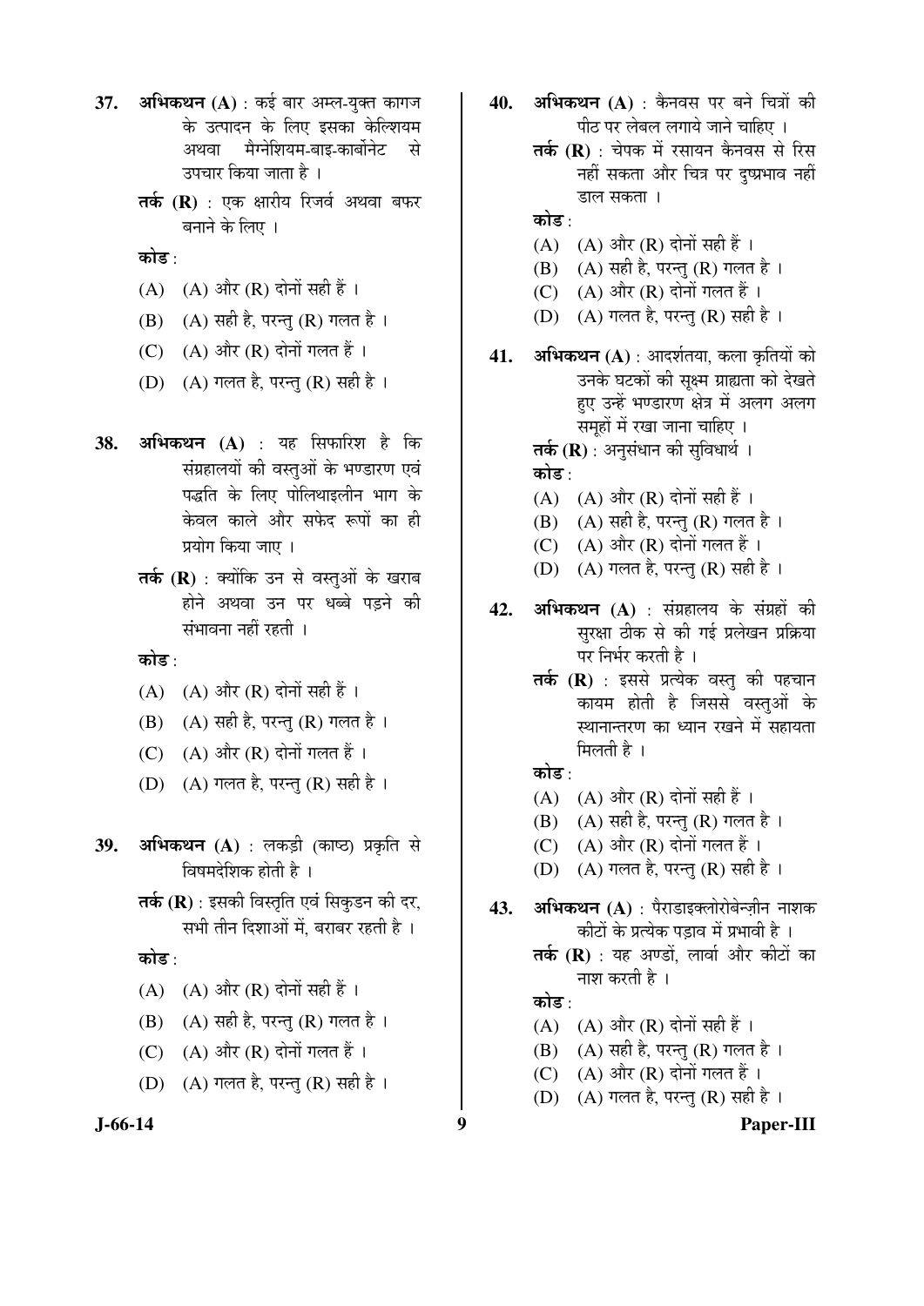37. **अभिकथन (A)** : कई बार अम्ल-युक्त कागज के उत्पादन के लिए इसका केल्शियम अथवा मैग्नेशियम-बाइ-कार्बोनेट से उपचार किया जाता है ।

    **तर्क (R)** : एक क्षारीय रिजर्व अथवा बफर बनाने के लिए ।

    **कोड** :

    (A) (A) और (R) दोनों सही हैं ।

    (B) (A) सही है, परन्तु (R) गलत है ।

    (C) (A) और (R) दोनों गलत हैं ।

    (D) (A) गलत है, परन्तु (R) सही है ।

38. **अभिकथन (A)** : यह सिफारिश है कि संग्रहालयों की वस्तुओं के भण्डारण एवं पद्धति के लिए पोलिथाइलीन भाग के केवल काले और सफेद रूपों का ही प्रयोग किया जाए ।

    **तर्क (R)** : क्योंकि उन से वस्तुओं के खराब होने अथवा उन पर धब्बे पड़ने की संभावना नहीं रहती ।

    **कोड** :

    (A) (A) और (R) दोनों सही हैं ।

    (B) (A) सही है, परन्तु (R) गलत है ।

    (C) (A) और (R) दोनों गलत हैं ।

    (D) (A) गलत है, परन्तु (R) सही है ।

39. **अभिकथन (A)** : लकड़ी (काष्ठ) प्रकृति से विषमदेशिक होती है ।

    **तर्क (R)** : इसकी विस्तृति एवं सिकुडन की दर, सभी तीन दिशाओं में, बराबर रहती है ।

    **कोड** :

    (A) (A) और (R) दोनों सही हैं ।

    (B) (A) सही है, परन्तु (R) गलत है ।

    (C) (A) और (R) दोनों गलत हैं ।

    (D) (A) गलत है, परन्तु (R) सही है ।

40. **अभिकथन (A)** : कैनवस पर बने चित्रों की पीठ पर लेबल लगाये जाने चाहिए ।

    **तर्क (R)** : चेपक में रसायन कैनवस से रिस नहीं सकता और चित्र पर दुष्प्रभाव नहीं डाल सकता ।

    **कोड** :

    (A) (A) और (R) दोनों सही हैं ।

    (B) (A) सही है, परन्तु (R) गलत है ।

    (C) (A) और (R) दोनों गलत हैं ।

    (D) (A) गलत है, परन्तु (R) सही है ।

41. **अभिकथन (A)** : आदर्शतया, कला कृतियों को उनके घटकों की सूक्ष्म ग्राह्यता को देखते हुए उन्हें भण्डारण क्षेत्र में अलग अलग समूहों में रखा जाना चाहिए ।

    **तर्क (R)** : अनुसंधान की सुविधार्थ ।

    **कोड** :

    (A) (A) और (R) दोनों सही हैं ।

    (B) (A) सही है, परन्तु (R) गलत है ।

    (C) (A) और (R) दोनों गलत हैं ।

    (D) (A) गलत है, परन्तु (R) सही है ।

42. **अभिकथन (A)** : संग्रहालय के संग्रहों की सुरक्षा ठीक से की गई प्रलेखन प्रक्रिया पर निर्भर करती है ।

    **तर्क (R)** : इससे प्रत्येक वस्तु की पहचान कायम होती है जिससे वस्तुओं के स्थानान्तरण का ध्यान रखने में सहायता मिलती है ।

    **कोड** :

    (A) (A) और (R) दोनों सही हैं ।

    (B) (A) सही है, परन्तु (R) गलत है ।

    (C) (A) और (R) दोनों गलत हैं ।

    (D) (A) गलत है, परन्तु (R) सही है ।

43. **अभिकथन (A)** : पैराडाइक्लोरोबेन्ज़ीन नाशक कीटों के प्रत्येक पड़ाव में प्रभावी है ।

    **तर्क (R)** : यह अण्डों, लार्वा और कीटों का नाश करती है ।

    **कोड** :

    (A) (A) और (R) दोनों सही हैं ।

    (B) (A) सही है, परन्तु (R) गलत है ।

    (C) (A) और (R) दोनों गलत हैं ।

    (D) (A) गलत है, परन्तु (R) सही है ।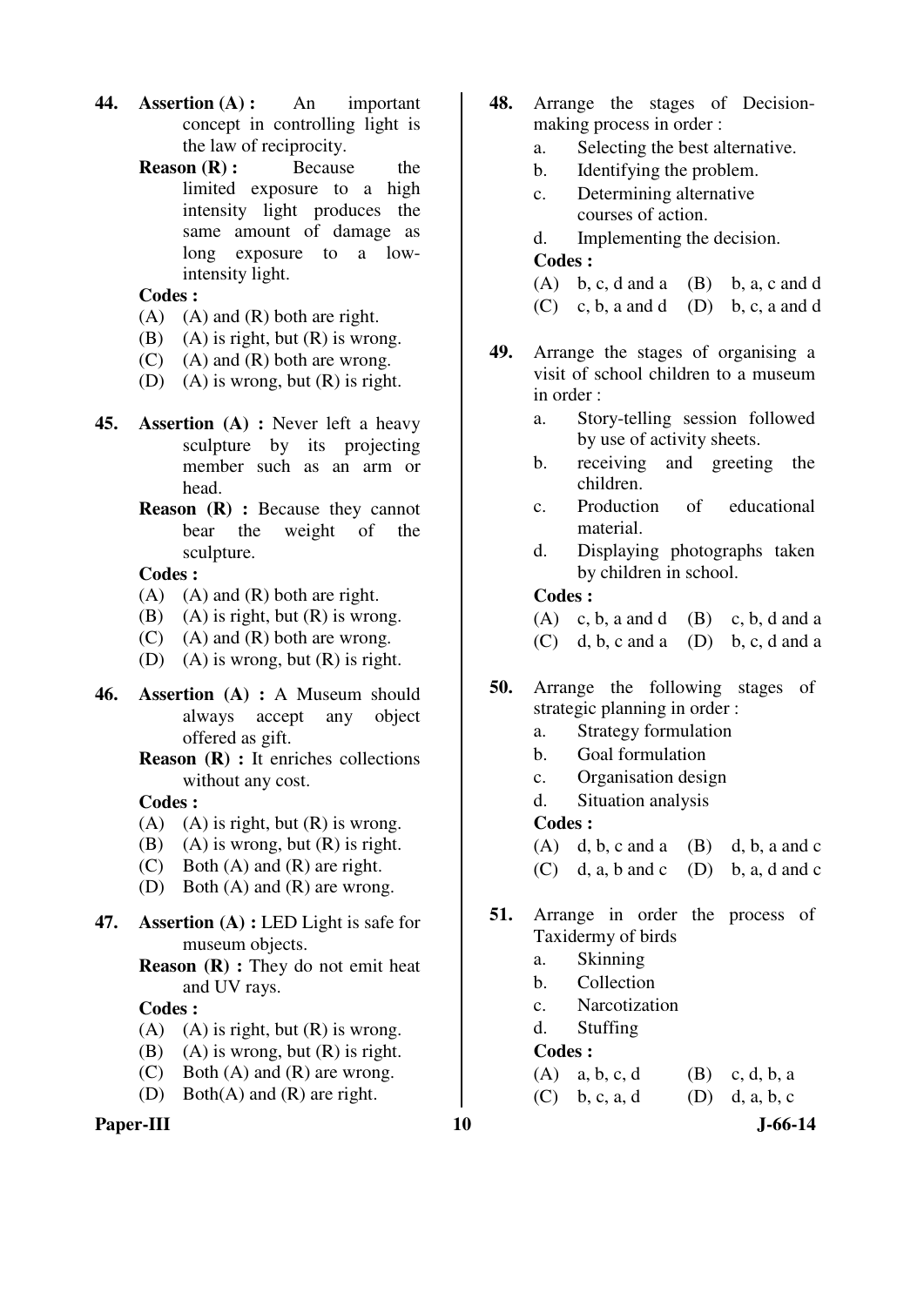**44.** **Assertion (A) :** An important concept in controlling light is the law of reciprocity.

**Reason (R) :** Because the limited exposure to a high intensity light produces the same amount of damage as long exposure to a low-intensity light.

**Codes :**

(A) (A) and (R) both are right.
(B) (A) is right, but (R) is wrong.
(C) (A) and (R) both are wrong.
(D) (A) is wrong, but (R) is right.

**45.** **Assertion (A) :** Never left a heavy sculpture by its projecting member such as an arm or head.

**Reason (R) :** Because they cannot bear the weight of the sculpture.

**Codes :**

(A) (A) and (R) both are right.
(B) (A) is right, but (R) is wrong.
(C) (A) and (R) both are wrong.
(D) (A) is wrong, but (R) is right.

**46.** **Assertion (A) :** A Museum should always accept any object offered as gift.

**Reason (R) :** It enriches collections without any cost.

**Codes :**

(A) (A) is right, but (R) is wrong.
(B) (A) is wrong, but (R) is right.
(C) Both (A) and (R) are right.
(D) Both (A) and (R) are wrong.

**47.** **Assertion (A) :** LED Light is safe for museum objects.

**Reason (R) :** They do not emit heat and UV rays.

**Codes :**

(A) (A) is right, but (R) is wrong.
(B) (A) is wrong, but (R) is right.
(C) Both (A) and (R) are wrong.
(D) Both(A) and (R) are right.

**48.** Arrange the stages of Decision-making process in order :

a. Selecting the best alternative.
b. Identifying the problem.
c. Determining alternative courses of action.
d. Implementing the decision.

**Codes :**

(A) b, c, d and a (B) b, a, c and d
(C) c, b, a and d (D) b, c, a and d

**49.** Arrange the stages of organising a visit of school children to a museum in order :

a. Story-telling session followed by use of activity sheets.
b. receiving and greeting the children.
c. Production of educational material.
d. Displaying photographs taken by children in school.

**Codes :**

(A) c, b, a and d (B) c, b, d and a
(C) d, b, c and a (D) b, c, d and a

**50.** Arrange the following stages of strategic planning in order :

a. Strategy formulation
b. Goal formulation
c. Organisation design
d. Situation analysis

**Codes :**

(A) d, b, c and a (B) d, b, a and c
(C) d, a, b and c (D) b, a, d and c

**51.** Arrange in order the process of Taxidermy of birds

a. Skinning
b. Collection
c. Narcotization
d. Stuffing

**Codes :**

(A) a, b, c, d (B) c, d, b, a
(C) b, c, a, d (D) d, a, b, c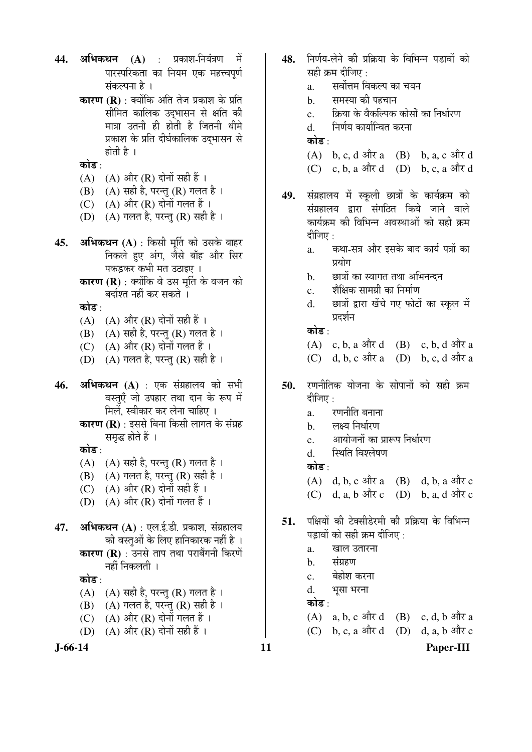**44.** **अभिकथन (A)** : प्रकाश-नियंत्रण में पारस्परिकता का नियम एक महत्त्वपूर्ण संकल्पना है ।

**कारण (R)** : क्योंकि अति तेज प्रकाश के प्रति सीमित कालिक उद्भासन से क्षति की मात्रा उतनी ही होती है जितनी धीमे प्रकाश के प्रति दीर्घकालिक उद्भासन से होती है ।

**कोड** :

(A) (A) और (R) दोनों सही हैं ।
(B) (A) सही है, परन्तु (R) गलत है ।
(C) (A) और (R) दोनों गलत हैं ।
(D) (A) गलत है, परन्तु (R) सही है ।

**45.** **अभिकथन (A)** : किसी मूर्ति को उसके बाहर निकले हुए अंग, जैसे बाँह और सिर पकड़कर कभी मत उठाइए ।

**कारण (R)** : क्योंकि वे उस मूर्ति के वजन को बर्दाश्त नहीं कर सकते ।

**कोड** :

(A) (A) और (R) दोनों सही हैं ।
(B) (A) सही है, परन्तु (R) गलत है ।
(C) (A) और (R) दोनों गलत हैं ।
(D) (A) गलत है, परन्तु (R) सही है ।

**46.** **अभिकथन (A)** : एक संग्रहालय को सभी वस्तुएँ जो उपहार तथा दान के रूप में मिलें, स्वीकार कर लेना चाहिए ।

**कारण (R)** : इससे बिना किसी लागत के संग्रह समृद्ध होते हैं ।

**कोड** :

(A) (A) सही है, परन्तु (R) गलत है ।
(B) (A) गलत है, परन्तु (R) सही है ।
(C) (A) और (R) दोनों सही हैं ।
(D) (A) और (R) दोनों गलत हैं ।

**47.** **अभिकथन (A)** : एल.ई.डी. प्रकाश, संग्रहालय की वस्तुओं के लिए हानिकारक नहीं है ।

**कारण (R)** : उनसे ताप तथा पराबैंगनी किरणें नहीं निकलती ।

**कोड** :

(A) (A) सही है, परन्तु (R) गलत है ।
(B) (A) गलत है, परन्तु (R) सही है ।
(C) (A) और (R) दोनों गलत हैं ।
(D) (A) और (R) दोनों सही हैं ।

**48.** निर्णय-लेने की प्रक्रिया के विभिन्न पडावों को सही क्रम दीजिए :

a. सर्वोत्तम विकल्प का चयन
b. समस्या की पहचान
c. क्रिया के वैकल्पिक कोर्सों का निर्धारण
d. निर्णय कार्यान्वित करना

**कोड** :

(A) b, c, d और a  (B) b, a, c और d
(C) c, b, a और d  (D) b, c, a और d

**49.** संग्रहालय में स्कूली छात्रों के कार्यक्रम को संग्रहालय द्वारा संगठित किये जाने वाले कार्यक्रम की विभिन्न अवस्थाओं को सही क्रम दीजिए :

a. कथा-सत्र और इसके बाद कार्य पत्रों का प्रयोग
b. छात्रों का स्वागत तथा अभिनन्दन
c. शैक्षिक सामग्री का निर्माण
d. छात्रों द्वारा खेंचे गए फोटों का स्कूल में प्रदर्शन

**कोड** :

(A) c, b, a और d  (B) c, b, d और a
(C) d, b, c और a  (D) b, c, d और a

**50.** रणनीतिक योजना के सोपानों को सही क्रम दीजिए :

a. रणनीति बनाना
b. लक्ष्य निर्धारण
c. आयोजनों का प्रारूप निर्धारण
d. स्थिति विश्लेषण

**कोड** :

(A) d, b, c और a  (B) d, b, a और c
(C) d, a, b और c  (D) b, a, d और c

**51.** पक्षियों की टेक्सीडेरमी की प्रक्रिया के विभिन्न पड़ावों को सही क्रम दीजिए :

a. खाल उतारना
b. संग्रहण
c. बेहोश करना
d. भूसा भरना

**कोड** :

(A) a, b, c और d  (B) c, d, b और a
(C) b, c, a और d  (D) d, a, b और c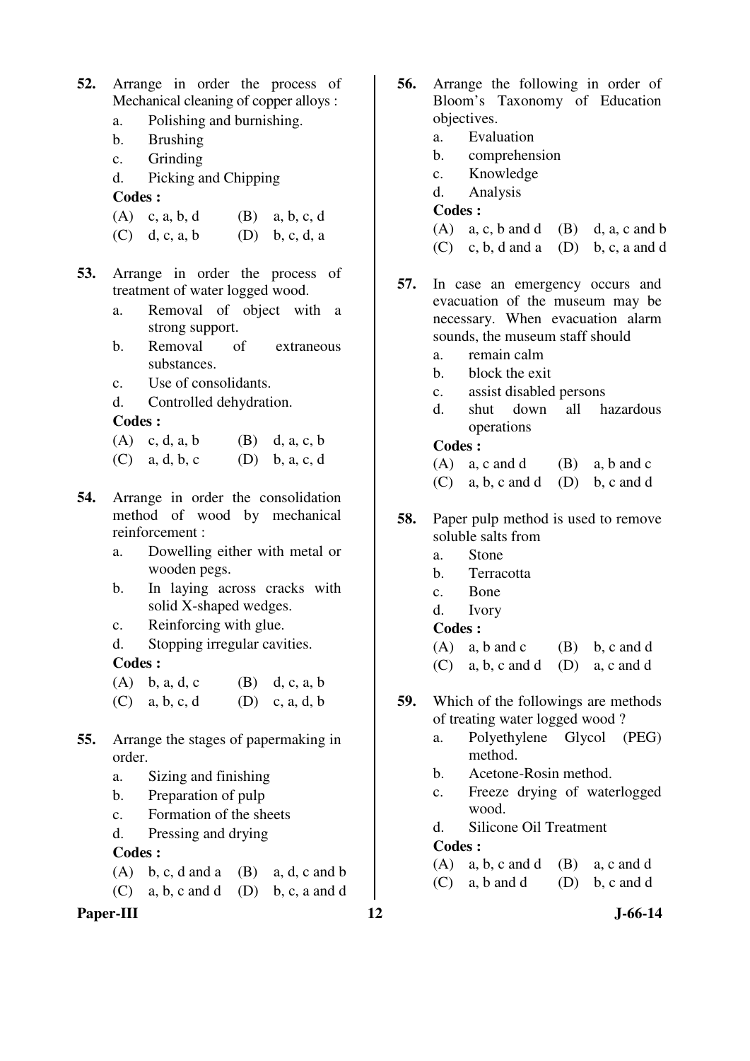**52.** Arrange in order the process of Mechanical cleaning of copper alloys :

a. Polishing and burnishing.
b. Brushing
c. Grinding
d. Picking and Chipping

**Codes :**

(A) c, a, b, d (B) a, b, c, d
(C) d, c, a, b (D) b, c, d, a

**53.** Arrange in order the process of treatment of water logged wood.

a. Removal of object with a strong support.
b. Removal of extraneous substances.
c. Use of consolidants.
d. Controlled dehydration.

**Codes :**

(A) c, d, a, b (B) d, a, c, b
(C) a, d, b, c (D) b, a, c, d

**54.** Arrange in order the consolidation method of wood by mechanical reinforcement :

a. Dowelling either with metal or wooden pegs.
b. In laying across cracks with solid X-shaped wedges.
c. Reinforcing with glue.
d. Stopping irregular cavities.

**Codes :**

(A) b, a, d, c (B) d, c, a, b
(C) a, b, c, d (D) c, a, d, b

**55.** Arrange the stages of papermaking in order.

a. Sizing and finishing
b. Preparation of pulp
c. Formation of the sheets
d. Pressing and drying

**Codes :**

(A) b, c, d and a (B) a, d, c and b
(C) a, b, c and d (D) b, c, a and d

**56.** Arrange the following in order of Bloom's Taxonomy of Education objectives.

a. Evaluation
b. comprehension
c. Knowledge
d. Analysis

**Codes :**

(A) a, c, b and d (B) d, a, c and b
(C) c, b, d and a (D) b, c, a and d

**57.** In case an emergency occurs and evacuation of the museum may be necessary. When evacuation alarm sounds, the museum staff should

a. remain calm
b. block the exit
c. assist disabled persons
d. shut down all hazardous operations

**Codes :**

(A) a, c and d (B) a, b and c
(C) a, b, c and d (D) b, c and d

**58.** Paper pulp method is used to remove soluble salts from

a. Stone
b. Terracotta
c. Bone
d. Ivory

**Codes :**

(A) a, b and c (B) b, c and d
(C) a, b, c and d (D) a, c and d

**59.** Which of the followings are methods of treating water logged wood ?

a. Polyethylene Glycol (PEG) method.
b. Acetone-Rosin method.
c. Freeze drying of waterlogged wood.
d. Silicone Oil Treatment

**Codes :**

(A) a, b, c and d (B) a, c and d
(C) a, b and d (D) b, c and d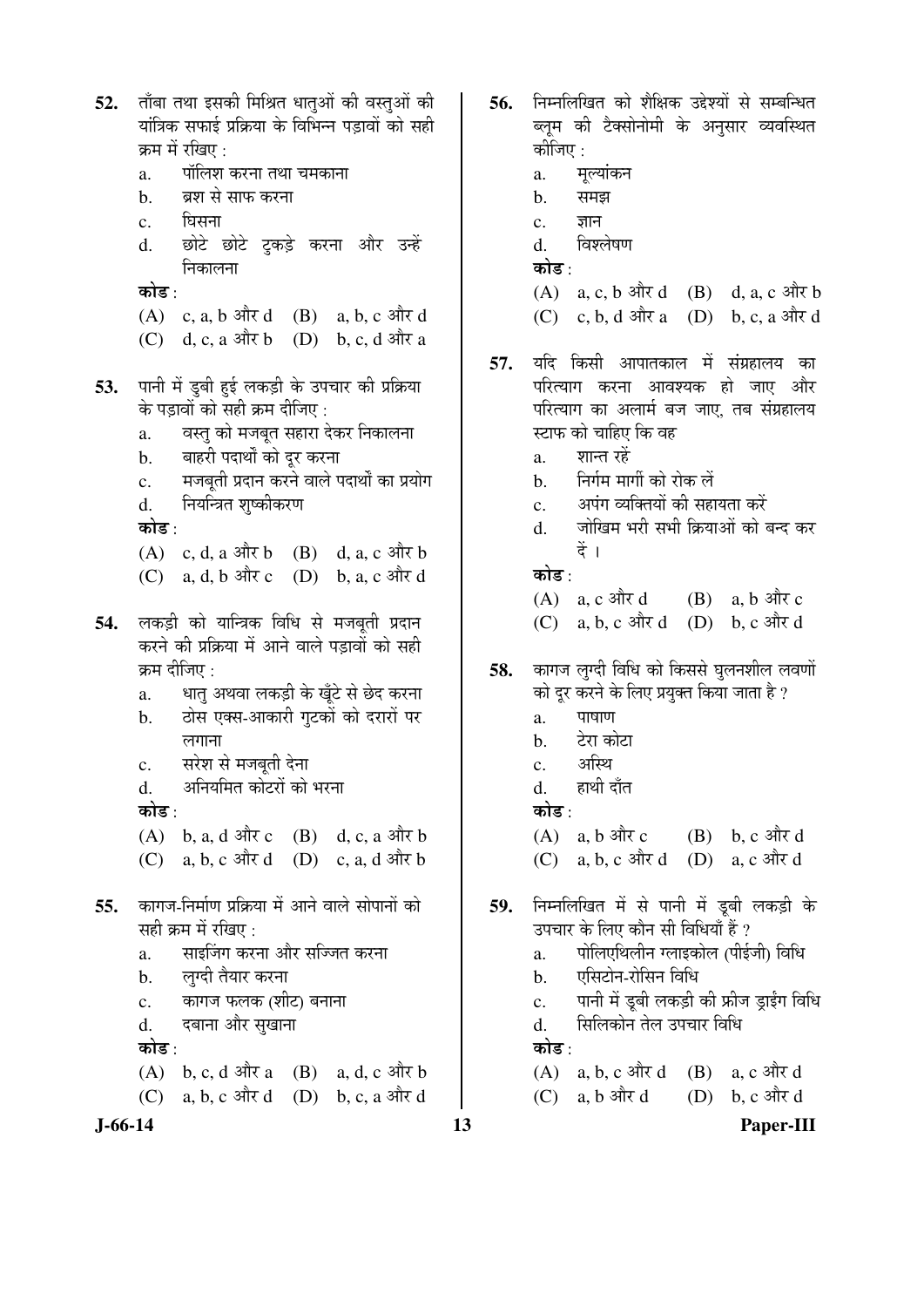52. ताँबा तथा इसकी मिश्रित धातुओं की वस्तुओं की यांत्रिक सफाई प्रक्रिया के विभिन्न पड़ावों को सही क्रम में रखिए :

   a. पॉलिश करना तथा चमकाना
   b. ब्रश से साफ करना
   c. घिसना
   d. छोटे छोटे टुकड़े करना और उन्हें निकालना

   **कोड :**

   (A) c, a, b और d  (B) a, b, c और d
   (C) d, c, a और b  (D) b, c, d और a

53. पानी में डुबी हुई लकड़ी के उपचार की प्रक्रिया के पड़ावों को सही क्रम दीजिए :

   a. वस्तु को मजबूत सहारा देकर निकालना
   b. बाहरी पदार्थों को दूर करना
   c. मजबूती प्रदान करने वाले पदार्थों का प्रयोग
   d. नियन्त्रित शुष्कीकरण

   **कोड :**

   (A) c, d, a और b  (B) d, a, c और b
   (C) a, d, b और c  (D) b, a, c और d

54. लकड़ी को यान्त्रिक विधि से मजबूती प्रदान करने की प्रक्रिया में आने वाले पड़ावों को सही क्रम दीजिए :

   a. धातु अथवा लकड़ी के खूँटे से छेद करना
   b. ठोस एक्स-आकारी गुटकों को दरारों पर लगाना
   c. सरेश से मजबूती देना
   d. अनियमित कोटरों को भरना

   **कोड :**

   (A) b, a, d और c  (B) d, c, a और b
   (C) a, b, c और d  (D) c, a, d और b

55. कागज-निर्माण प्रक्रिया में आने वाले सोपानों को सही क्रम में रखिए :

   a. साइजिंग करना और सज्जित करना
   b. लुग्दी तैयार करना
   c. कागज फलक (शीट) बनाना
   d. दबाना और सुखाना

   **कोड :**

   (A) b, c, d और a  (B) a, d, c और b
   (C) a, b, c और d  (D) b, c, a और d

56. निम्नलिखित को शैक्षिक उद्देश्यों से सम्बन्धित ब्लूम की टैक्सोनोमी के अनुसार व्यवस्थित कीजिए :

   a. मूल्यांकन
   b. समझ
   c. ज्ञान
   d. विश्लेषण

   **कोड :**

   (A) a, c, b और d  (B) d, a, c और b
   (C) c, b, d और a  (D) b, c, a और d

57. यदि किसी आपातकाल में संग्रहालय का परित्याग करना आवश्यक हो जाए और परित्याग का अलार्म बज जाए, तब संग्रहालय स्टाफ को चाहिए कि वह

   a. शान्त रहें
   b. निर्गम मार्गो को रोक लें
   c. अपंग व्यक्तियों की सहायता करें
   d. जोखिम भरी सभी क्रियाओं को बन्द कर दें ।

   **कोड :**

   (A) a, c और d  (B) a, b और c
   (C) a, b, c और d  (D) b, c और d

58. कागज लुग्दी विधि को किससे घुलनशील लवणों को दूर करने के लिए प्रयुक्त किया जाता है ?

   a. पाषाण
   b. टेरा कोटा
   c. अस्थि
   d. हाथी दाँत

   **कोड :**

   (A) a, b और c  (B) b, c और d
   (C) a, b, c और d  (D) a, c और d

59. निम्नलिखित में से पानी में डूबी लकड़ी के उपचार के लिए कौन सी विधियाँ हैं ?

   a. पोलिएथिलीन ग्लाइकोल (पीईजी) विधि
   b. एसिटोन-रोसिन विधि
   c. पानी में डूबी लकड़ी की फ्रीज ड्राईंग विधि
   d. सिलिकोन तेल उपचार विधि

   **कोड :**

   (A) a, b, c और d  (B) a, c और d
   (C) a, b और d  (D) b, c और d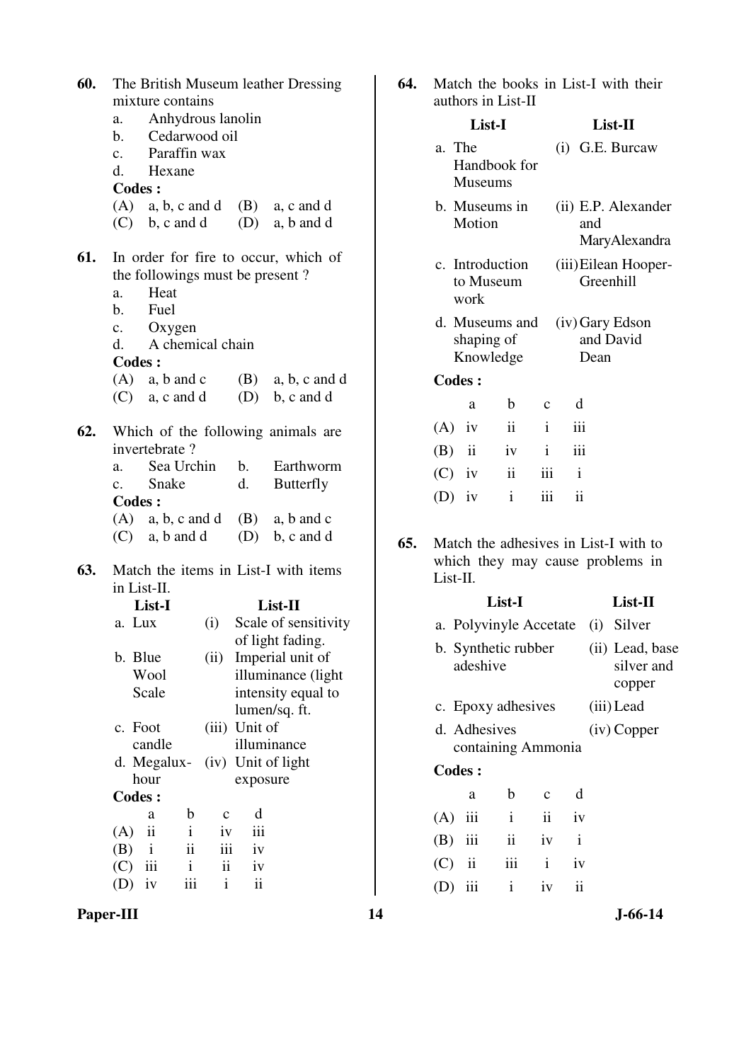**60.** The British Museum leather Dressing mixture contains

a. Anhydrous lanolin
b. Cedarwood oil
c. Paraffin wax
d. Hexane

**Codes :**

(A) a, b, c and d (B) a, c and d
(C) b, c and d (D) a, b and d

**61.** In order for fire to occur, which of the followings must be present ?

a. Heat
b. Fuel
c. Oxygen
d. A chemical chain

**Codes :**

(A) a, b and c (B) a, b, c and d
(C) a, c and d (D) b, c and d

**62.** Which of the following animals are invertebrate ?

a. Sea Urchin b. Earthworm
c. Snake d. Butterfly

**Codes :**

(A) a, b, c and d (B) a, b and c
(C) a, b and d (D) b, c and d

**63.** Match the items in List-I with items in List-II.

| List-I | List-II |
|---|---|
| a. Lux | (i) Scale of sensitivity of light fading. |
| b. Blue Wool Scale | (ii) Imperial unit of illuminance (light intensity equal to lumen/sq. ft. |
| c. Foot candle | (iii) Unit of illuminance |
| d. Megalux-hour | (iv) Unit of light exposure |

**Codes :**

| | a | b | c | d |
|---|---|---|---|---|
| (A) | ii | i | iv | iii |
| (B) | i | ii | iii | iv |
| (C) | iii | i | ii | iv |
| (D) | iv | iii | i | ii |

**64.** Match the books in List-I with their authors in List-II

| List-I | List-II |
|---|---|
| a. The Handbook for Museums | (i) G.E. Burcaw |
| b. Museums in Motion | (ii) E.P. Alexander and MaryAlexandra |
| c. Introduction to Museum work | (iii) Eilean Hooper-Greenhill |
| d. Museums and shaping of Knowledge | (iv) Gary Edson and David Dean |

**Codes :**

| | a | b | c | d |
|---|---|---|---|---|
| (A) | iv | ii | i | iii |
| (B) | ii | iv | i | iii |
| (C) | iv | ii | iii | i |
| (D) | iv | i | iii | ii |

**65.** Match the adhesives in List-I with to which they may cause problems in List-II.

| List-I | List-II |
|---|---|
| a. Polyvinyle Accetate | (i) Silver |
| b. Synthetic rubber adeshive | (ii) Lead, base silver and copper |
| c. Epoxy adhesives | (iii) Lead |
| d. Adhesives containing Ammonia | (iv) Copper |

**Codes :**

| | a | b | c | d |
|---|---|---|---|---|
| (A) | iii | i | ii | iv |
| (B) | iii | ii | iv | i |
| (C) | ii | iii | i | iv |
| (D) | iii | i | iv | ii |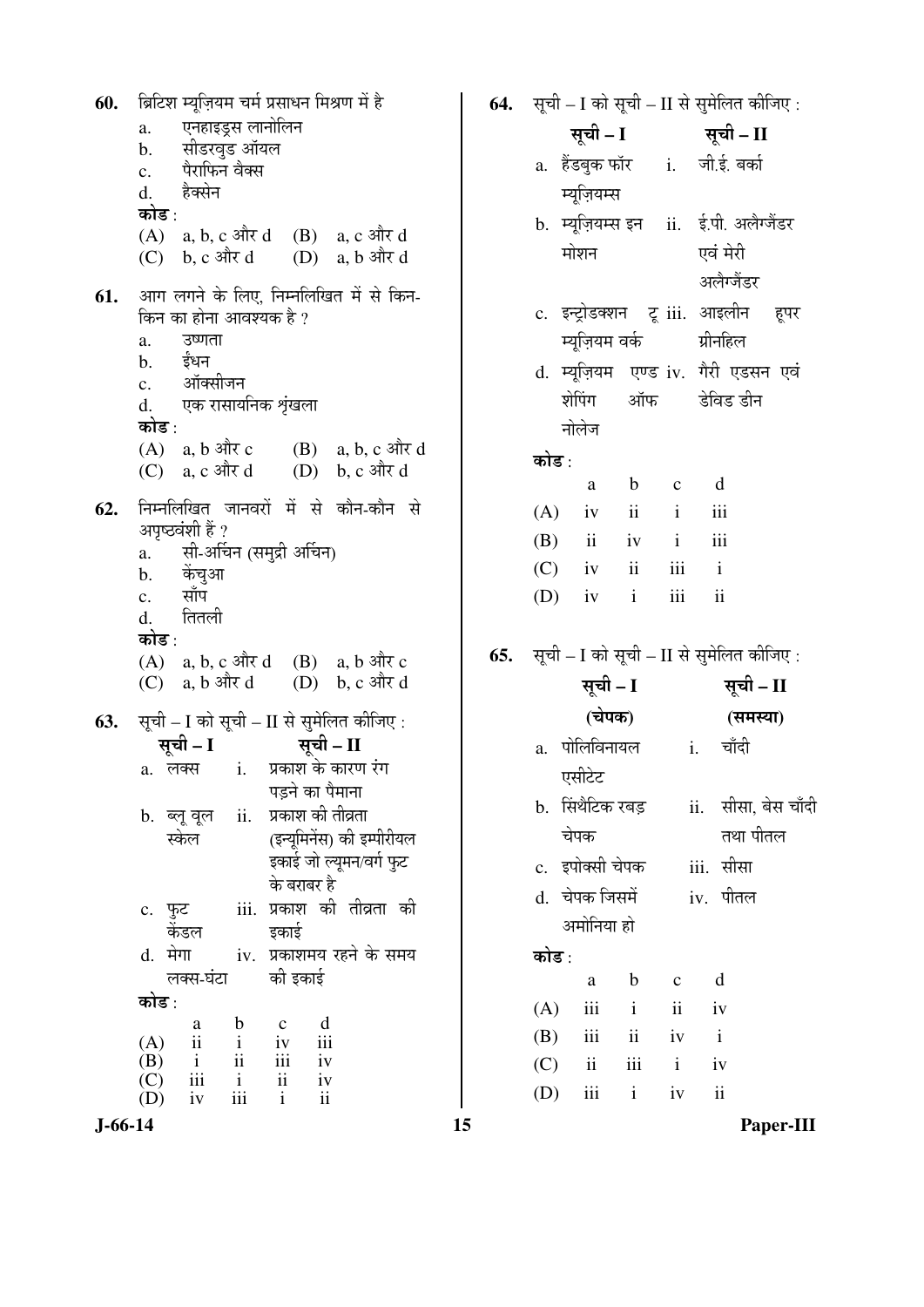**60.** ब्रिटिश म्यूज़ियम चर्म प्रसाधन मिश्रण में है

a. एनहाइड्रस लानोलिन
b. सीडरवुड ऑयल
c. पैराफिन वैक्स
d. हैक्सेन

**कोड :**

(A) a, b, c और d (B) a, c और d
(C) b, c और d (D) a, b और d

**61.** आग लगने के लिए, निम्नलिखित में से किन-किन का होना आवश्यक है ?

a. उष्णता
b. ईंधन
c. ऑक्सीजन
d. एक रासायनिक शृंखला

**कोड :**

(A) a, b और c (B) a, b, c और d
(C) a, c और d (D) b, c और d

**62.** निम्नलिखित जानवरों में से कौन-कौन से अपृष्ठवंशी हैं ?

a. सी-अर्चिन (समुद्री अर्चिन)
b. केंचुआ
c. साँप
d. तितली

**कोड :**

(A) a, b, c और d (B) a, b और c
(C) a, b और d (D) b, c और d

**63.** सूची – I को सूची – II से सुमेलित कीजिए :

| | सूची – I | | सूची – II |
|---|---|---|---|
| a. | लक्स | i. | प्रकाश के कारण रंग पड़ने का पैमाना |
| b. | ब्लू वूल स्केल | ii. | प्रकाश की तीव्रता (इन्यूमिनेंस) की इम्पीरीयल इकाई जो ल्यूमन/वर्ग फुट के बराबर है |
| c. | फुट केंडल | iii. | प्रकाश की तीव्रता की इकाई |
| d. | मेगा लक्स-घंटा | iv. | प्रकाशमय रहने के समय की इकाई |

**कोड :**

| | a | b | c | d |
|---|---|---|---|---|
| (A) | ii | i | iv | iii |
| (B) | i | ii | iii | iv |
| (C) | iii | i | ii | iv |
| (D) | iv | iii | i | ii |

**64.** सूची – I को सूची – II से सुमेलित कीजिए :

| | सूची – I | | सूची – II |
|---|---|---|---|
| a. | हैंडबुक फॉर म्यूज़ियम्स | i. | जी.ई. बर्का |
| b. | म्यूज़ियम्स इन मोशन | ii. | ई.पी. अलैग्जैंडर एवं मेरी अलैग्जैंडर |
| c. | इन्ट्रोडक्शन टू म्यूज़ियम वर्क | iii. | आइलीन हूपर ग्रीनहिल |
| d. | म्यूज़ियम एण्ड शेपिंग ऑफ नोलेज | iv. | गैरी एडसन एवं डेविड डीन |

**कोड :**

| | a | b | c | d |
|---|---|---|---|---|
| (A) | iv | ii | i | iii |
| (B) | ii | iv | i | iii |
| (C) | iv | ii | iii | i |
| (D) | iv | i | iii | ii |

**65.** सूची – I को सूची – II से सुमेलित कीजिए :

| | सूची – I (चेपक) | | सूची – II (समस्या) |
|---|---|---|---|
| a. | पोलिविनायल एसीटेट | i. | चाँदी |
| b. | सिंथैटिक रबड़ चेपक | ii. | सीसा, बेस चाँदी तथा पीतल |
| c. | इपोक्सी चेपक | iii. | सीसा |
| d. | चेपक जिसमें अमोनिया हो | iv. | पीतल |

**कोड :**

| | a | b | c | d |
|---|---|---|---|---|
| (A) | iii | i | ii | iv |
| (B) | iii | ii | iv | i |
| (C) | ii | iii | i | iv |
| (D) | iii | i | iv | ii |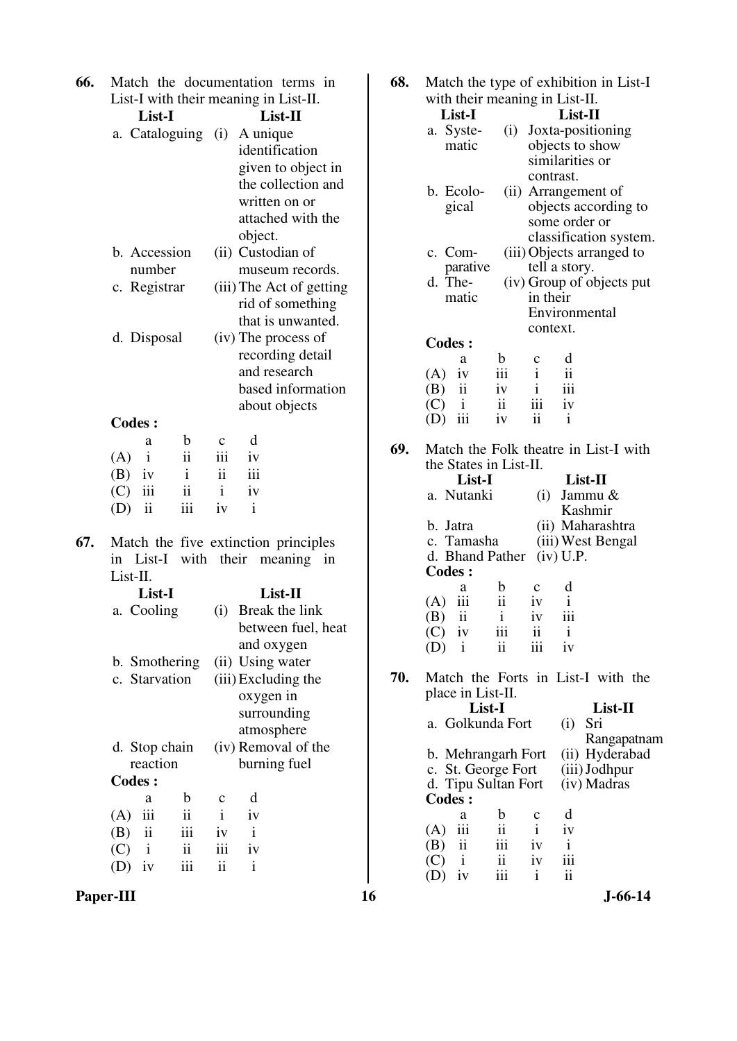**66.** Match the documentation terms in List-I with their meaning in List-II.

| List-I | List-II |
|---|---|
| a. Cataloguing | (i) A unique identification given to object in the collection and written on or attached with the object. |
| b. Accession number | (ii) Custodian of museum records. |
| c. Registrar | (iii) The Act of getting rid of something that is unwanted. |
| d. Disposal | (iv) The process of recording detail and research based information about objects |

**Codes :**

| | a | b | c | d |
|---|---|---|---|---|
| (A) | i | ii | iii | iv |
| (B) | iv | i | ii | iii |
| (C) | iii | ii | i | iv |
| (D) | ii | iii | iv | i |

**67.** Match the five extinction principles in List-I with their meaning in List-II.

| List-I | List-II |
|---|---|
| a. Cooling | (i) Break the link between fuel, heat and oxygen |
| b. Smothering | (ii) Using water |
| c. Starvation | (iii) Excluding the oxygen in surrounding atmosphere |
| d. Stop chain reaction | (iv) Removal of the burning fuel |

**Codes :**

| | a | b | c | d |
|---|---|---|---|---|
| (A) | iii | ii | i | iv |
| (B) | ii | iii | iv | i |
| (C) | i | ii | iii | iv |
| (D) | iv | iii | ii | i |

**68.** Match the type of exhibition in List-I with their meaning in List-II.

| List-I | List-II |
|---|---|
| a. Systematic | (i) Joxta-positioning objects to show similarities or contrast. |
| b. Ecological | (ii) Arrangement of objects according to some order or classification system. |
| c. Comparative | (iii) Objects arranged to tell a story. |
| d. Thematic | (iv) Group of objects put in their Environmental context. |

**Codes :**

| | a | b | c | d |
|---|---|---|---|---|
| (A) | iv | iii | i | ii |
| (B) | ii | iv | i | iii |
| (C) | i | ii | iii | iv |
| (D) | iii | iv | ii | i |

**69.** Match the Folk theatre in List-I with the States in List-II.

| List-I | List-II |
|---|---|
| a. Nutanki | (i) Jammu & Kashmir |
| b. Jatra | (ii) Maharashtra |
| c. Tamasha | (iii) West Bengal |
| d. Bhand Pather | (iv) U.P. |

**Codes :**

| | a | b | c | d |
|---|---|---|---|---|
| (A) | iii | ii | iv | i |
| (B) | ii | i | iv | iii |
| (C) | iv | iii | ii | i |
| (D) | i | ii | iii | iv |

**70.** Match the Forts in List-I with the place in List-II.

| List-I | List-II |
|---|---|
| a. Golkunda Fort | (i) Sri Rangapatnam |
| b. Mehrangarh Fort | (ii) Hyderabad |
| c. St. George Fort | (iii) Jodhpur |
| d. Tipu Sultan Fort | (iv) Madras |

**Codes :**

| | a | b | c | d |
|---|---|---|---|---|
| (A) | iii | ii | i | iv |
| (B) | ii | iii | iv | i |
| (C) | i | ii | iv | iii |
| (D) | iv | iii | i | ii |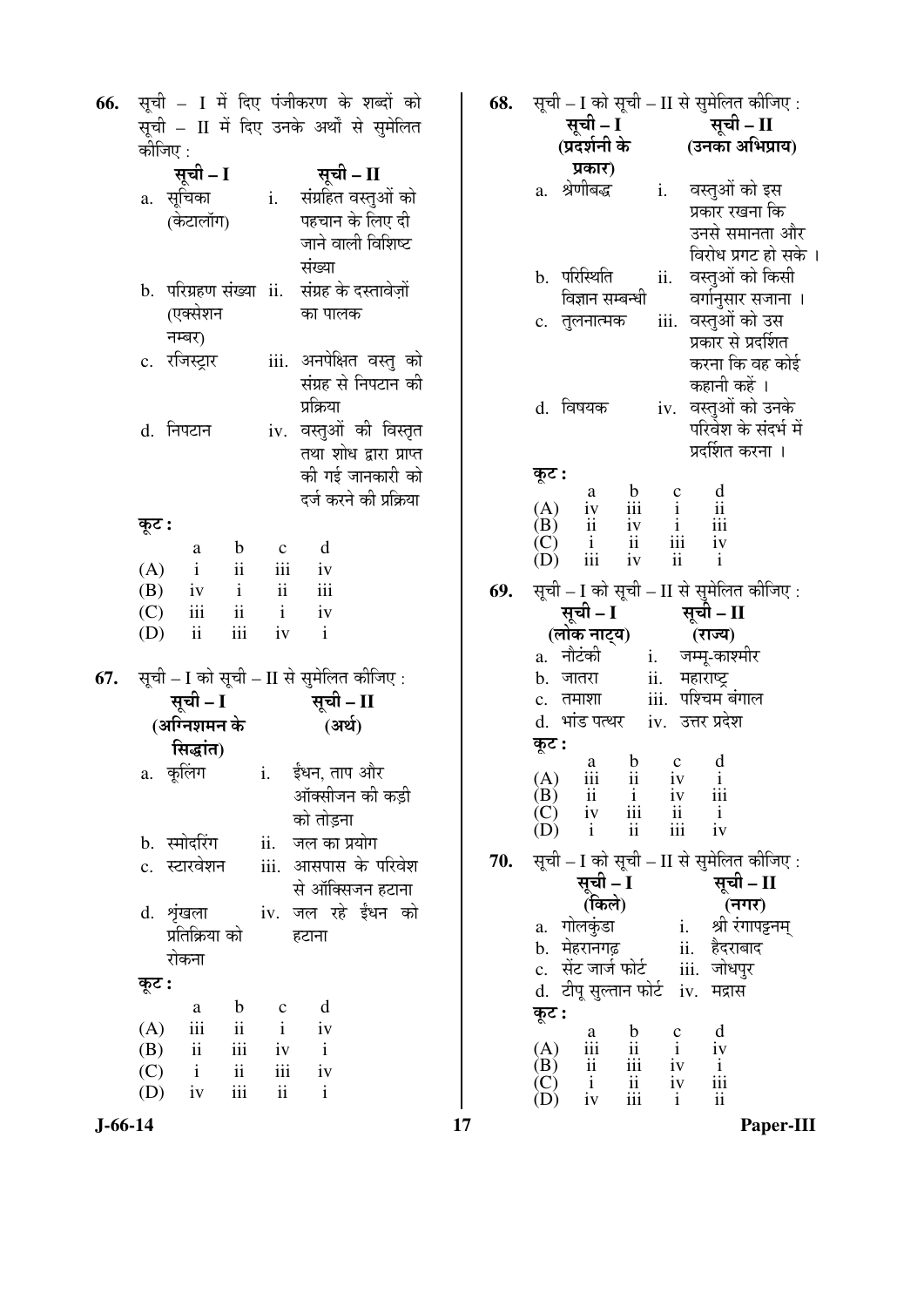**66.** सूची – I में दिए पंजीकरण के शब्दों को सूची – II में दिए उनके अर्थों से सुमेलित कीजिए :

| सूची – I | सूची – II |
|---|---|
| a. सूचिका (केटालॉग) | i. संग्रहित वस्तुओं को पहचान के लिए दी जाने वाली विशिष्ट संख्या |
| b. परिग्रहण संख्या (एक्सेशन नम्बर) | ii. संग्रह के दस्तावेज़ों का पालक |
| c. रजिस्ट्रार | iii. अनपेक्षित वस्तु को संग्रह से निपटान की प्रक्रिया |
| d. निपटान | iv. वस्तुओं की विस्तृत तथा शोध द्वारा प्राप्त की गई जानकारी को दर्ज करने की प्रक्रिया |

कूट :

| | a | b | c | d |
|---|---|---|---|---|
| (A) | i | ii | iii | iv |
| (B) | iv | i | ii | iii |
| (C) | iii | ii | i | iv |
| (D) | ii | iii | iv | i |

**67.** सूची – I को सूची – II से सुमेलित कीजिए :

| सूची – I (अग्निशमन के सिद्धांत) | सूची – II (अर्थ) |
|---|---|
| a. कूलिंग | i. ईंधन, ताप और ऑक्सीजन की कड़ी को तोड़ना |
| b. स्मोदरिंग | ii. जल का प्रयोग |
| c. स्टारवेशन | iii. आसपास के परिवेश से ऑक्सिजन हटाना |
| d. शृंखला प्रतिक्रिया को रोकना | iv. जल रहे ईंधन को हटाना |

कूट :

| | a | b | c | d |
|---|---|---|---|---|
| (A) | iii | ii | i | iv |
| (B) | ii | iii | iv | i |
| (C) | i | ii | iii | iv |
| (D) | iv | iii | ii | i |

**68.** सूची – I को सूची – II से सुमेलित कीजिए :

| सूची – I (प्रदर्शनी के प्रकार) | सूची – II (उनका अभिप्राय) |
|---|---|
| a. श्रेणीबद्ध | i. वस्तुओं को इस प्रकार रखना कि उनसे समानता और विरोध प्रगट हो सके । |
| b. परिस्थिति विज्ञान सम्बन्धी | ii. वस्तुओं को किसी वर्गानुसार सजाना । |
| c. तुलनात्मक | iii. वस्तुओं को उस प्रकार से प्रदर्शित करना कि वह कोई कहानी कहें । |
| d. विषयक | iv. वस्तुओं को उनके परिवेश के संदर्भ में प्रदर्शित करना । |

कूट :

| | a | b | c | d |
|---|---|---|---|---|
| (A) | iv | iii | i | ii |
| (B) | ii | iv | i | iii |
| (C) | i | ii | iii | iv |
| (D) | iii | iv | ii | i |

**69.** सूची – I को सूची – II से सुमेलित कीजिए :

| सूची – I (लोक नाट्य) | सूची – II (राज्य) |
|---|---|
| a. नौटंकी | i. जम्मू-काश्मीर |
| b. जातरा | ii. महाराष्ट्र |
| c. तमाशा | iii. पश्चिम बंगाल |
| d. भांड पत्थर | iv. उत्तर प्रदेश |

कूट :

| | a | b | c | d |
|---|---|---|---|---|
| (A) | iii | ii | iv | i |
| (B) | ii | i | iv | iii |
| (C) | iv | iii | ii | i |
| (D) | i | ii | iii | iv |

**70.** सूची – I को सूची – II से सुमेलित कीजिए :

| सूची – I (किले) | सूची – II (नगर) |
|---|---|
| a. गोलकुंडा | i. श्री रंगापट्टनम् |
| b. मेहरानगढ़ | ii. हैदराबाद |
| c. सेंट जार्ज फोर्ट | iii. जोधपुर |
| d. टीपू सुल्तान फोर्ट | iv. मद्रास |

कूट :

| | a | b | c | d |
|---|---|---|---|---|
| (A) | iii | ii | i | iv |
| (B) | ii | iii | iv | i |
| (C) | i | ii | iv | iii |
| (D) | iv | iii | i | ii |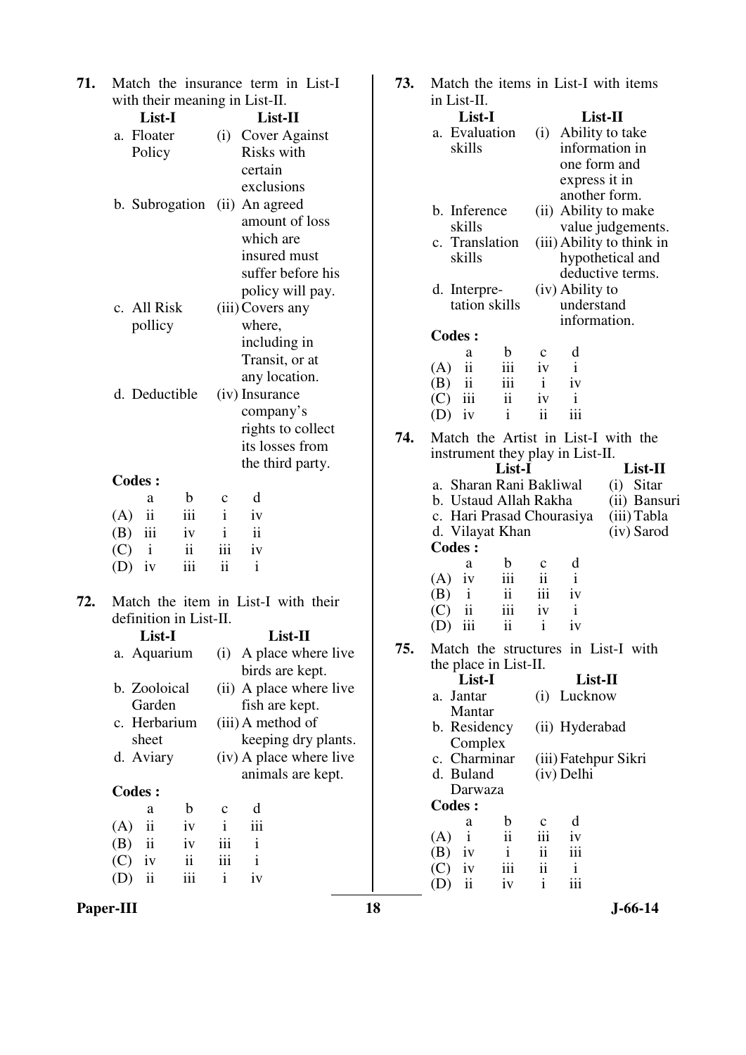**71.** Match the insurance term in List-I with their meaning in List-II.

| List-I | List-II |
|---|---|
| a. Floater Policy | (i) Cover Against Risks with certain exclusions |
| b. Subrogation | (ii) An agreed amount of loss which are insured must suffer before his policy will pay. |
| c. All Risk pollicy | (iii) Covers any where, including in Transit, or at any location. |
| d. Deductible | (iv) Insurance company's rights to collect its losses from the third party. |

**Codes :**

| | a | b | c | d |
|---|---|---|---|---|
| (A) | ii | iii | i | iv |
| (B) | iii | iv | i | ii |
| (C) | i | ii | iii | iv |
| (D) | iv | iii | ii | i |

**72.** Match the item in List-I with their definition in List-II.

| List-I | List-II |
|---|---|
| a. Aquarium | (i) A place where live birds are kept. |
| b. Zooloical Garden | (ii) A place where live fish are kept. |
| c. Herbarium sheet | (iii) A method of keeping dry plants. |
| d. Aviary | (iv) A place where live animals are kept. |

**Codes :**

| | a | b | c | d |
|---|---|---|---|---|
| (A) | ii | iv | i | iii |
| (B) | ii | iv | iii | i |
| (C) | iv | ii | iii | i |
| (D) | ii | iii | i | iv |

**73.** Match the items in List-I with items in List-II.

| List-I | List-II |
|---|---|
| a. Evaluation skills | (i) Ability to take information in one form and express it in another form. |
| b. Inference skills | (ii) Ability to make value judgements. |
| c. Translation skills | (iii) Ability to think in hypothetical and deductive terms. |
| d. Interpre-tation skills | (iv) Ability to understand information. |

**Codes :**

| | a | b | c | d |
|---|---|---|---|---|
| (A) | ii | iii | iv | i |
| (B) | ii | iii | i | iv |
| (C) | iii | ii | iv | i |
| (D) | iv | i | ii | iii |

**74.** Match the Artist in List-I with the instrument they play in List-II.

| List-I | List-II |
|---|---|
| a. Sharan Rani Bakliwal | (i) Sitar |
| b. Ustaud Allah Rakha | (ii) Bansuri |
| c. Hari Prasad Chourasiya | (iii) Tabla |
| d. Vilayat Khan | (iv) Sarod |

**Codes :**

| | a | b | c | d |
|---|---|---|---|---|
| (A) | iv | iii | ii | i |
| (B) | i | ii | iii | iv |
| (C) | ii | iii | iv | i |
| (D) | iii | ii | i | iv |

**75.** Match the structures in List-I with the place in List-II.

| List-I | List-II |
|---|---|
| a. Jantar Mantar | (i) Lucknow |
| b. Residency Complex | (ii) Hyderabad |
| c. Charminar | (iii) Fatehpur Sikri |
| d. Buland Darwaza | (iv) Delhi |

**Codes :**

| | a | b | c | d |
|---|---|---|---|---|
| (A) | i | ii | iii | iv |
| (B) | iv | i | ii | iii |
| (C) | iv | iii | ii | i |
| (D) | ii | iv | i | iii |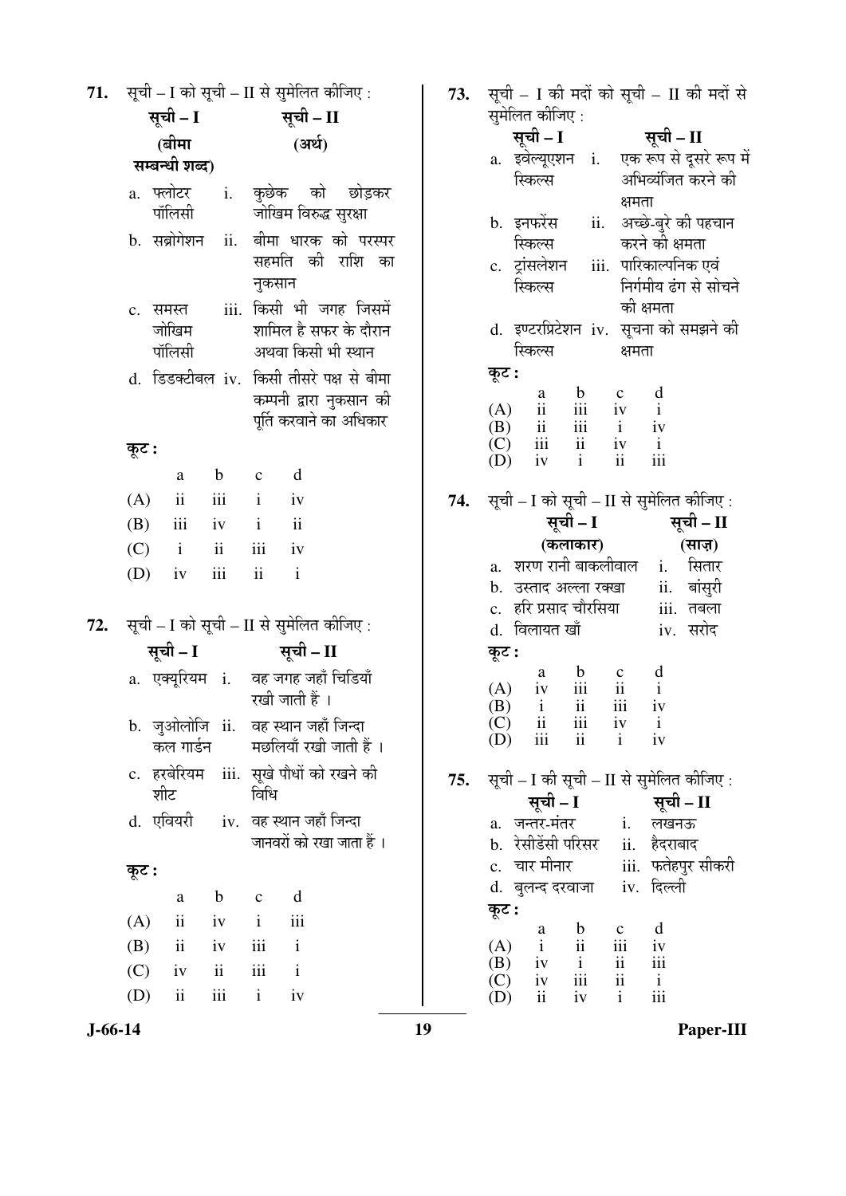**71.** सूची – I को सूची – II से सुमेलित कीजिए :

| सूची – I (बीमा सम्बन्धी शब्द) | सूची – II (अर्थ) |
|---|---|
| a. फ्लोटर पॉलिसी | i. कुछेक को छोड़कर जोखिम विरुद्ध सुरक्षा |
| b. सब्रोगेशन | ii. बीमा धारक को परस्पर सहमति की राशि का नुकसान |
| c. समस्त जोखिम पॉलिसी | iii. किसी भी जगह जिसमें शामिल है सफर के दौरान अथवा किसी भी स्थान |
| d. डिडक्टीबल | iv. किसी तीसरे पक्ष से बीमा कम्पनी द्वारा नुकसान की पूर्ति करवाने का अधिकार |

**कूट :**

| | a | b | c | d |
|---|---|---|---|---|
| (A) | ii | iii | i | iv |
| (B) | iii | iv | i | ii |
| (C) | i | ii | iii | iv |
| (D) | iv | iii | ii | i |

**72.** सूची – I को सूची – II से सुमेलित कीजिए :

| सूची – I | सूची – II |
|---|---|
| a. एक्यूरियम | i. वह जगह जहाँ चिड़ियाँ रखी जाती हैं । |
| b. जुओलोजिकल गार्डन | ii. वह स्थान जहाँ जिन्दा मछलियाँ रखी जाती हैं । |
| c. हरबेरियम शीट | iii. सूखे पौधों को रखने की विधि |
| d. एवियरी | iv. वह स्थान जहाँ जिन्दा जानवरों को रखा जाता हैं । |

**कूट :**

| | a | b | c | d |
|---|---|---|---|---|
| (A) | ii | iv | i | iii |
| (B) | ii | iv | iii | i |
| (C) | iv | ii | iii | i |
| (D) | ii | iii | i | iv |

**73.** सूची – I की मदों को सूची – II की मदों से सुमेलित कीजिए :

| सूची – I | सूची – II |
|---|---|
| a. इवेल्यूएशन स्किल्स | i. एक रूप से दूसरे रूप में अभिव्यंजित करने की क्षमता |
| b. इनफरेंस स्किल्स | ii. अच्छे-बुरे की पहचान करने की क्षमता |
| c. ट्रांसलेशन स्किल्स | iii. पारिकाल्पनिक एवं निर्गमीय ढंग से सोचने की क्षमता |
| d. इण्टरप्रिटेशन स्किल्स | iv. सूचना को समझने की क्षमता |

**कूट :**

| | a | b | c | d |
|---|---|---|---|---|
| (A) | ii | iii | iv | i |
| (B) | ii | iii | i | iv |
| (C) | iii | ii | iv | i |
| (D) | iv | i | ii | iii |

**74.** सूची – I को सूची – II से सुमेलित कीजिए :

| सूची – I (कलाकार) | सूची – II (साज़) |
|---|---|
| a. शरण रानी बाकलीवाल | i. सितार |
| b. उस्ताद अल्ला रक्खा | ii. बांसुरी |
| c. हरि प्रसाद चौरसिया | iii. तबला |
| d. विलायत खाँ | iv. सरोद |

**कूट :**

| | a | b | c | d |
|---|---|---|---|---|
| (A) | iv | iii | ii | i |
| (B) | i | ii | iii | iv |
| (C) | ii | iii | iv | i |
| (D) | iii | ii | i | iv |

**75.** सूची – I की सूची – II से सुमेलित कीजिए :

| सूची – I | सूची – II |
|---|---|
| a. जन्तर-मंतर | i. लखनऊ |
| b. रेसीडेंसी परिसर | ii. हैदराबाद |
| c. चार मीनार | iii. फतेहपुर सीकरी |
| d. बुलन्द दरवाजा | iv. दिल्ली |

**कूट :**

| | a | b | c | d |
|---|---|---|---|---|
| (A) | i | ii | iii | iv |
| (B) | iv | i | ii | iii |
| (C) | iv | iii | ii | i |
| (D) | ii | iv | i | iii |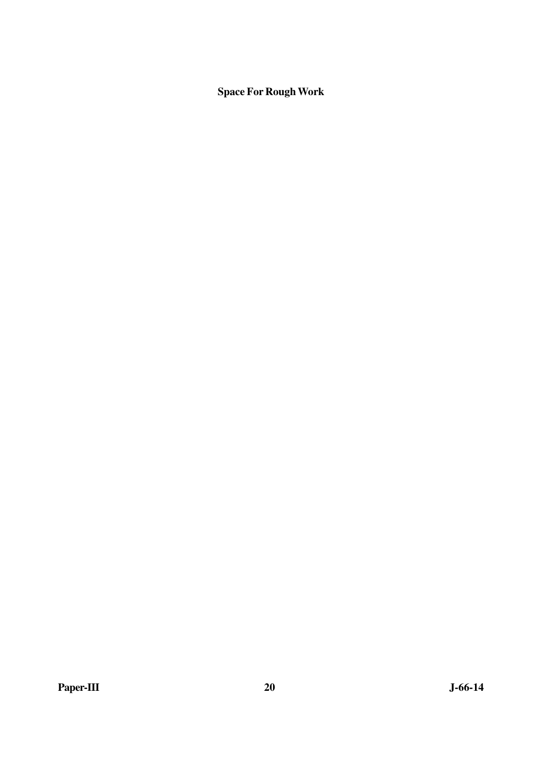**Space For Rough Work**